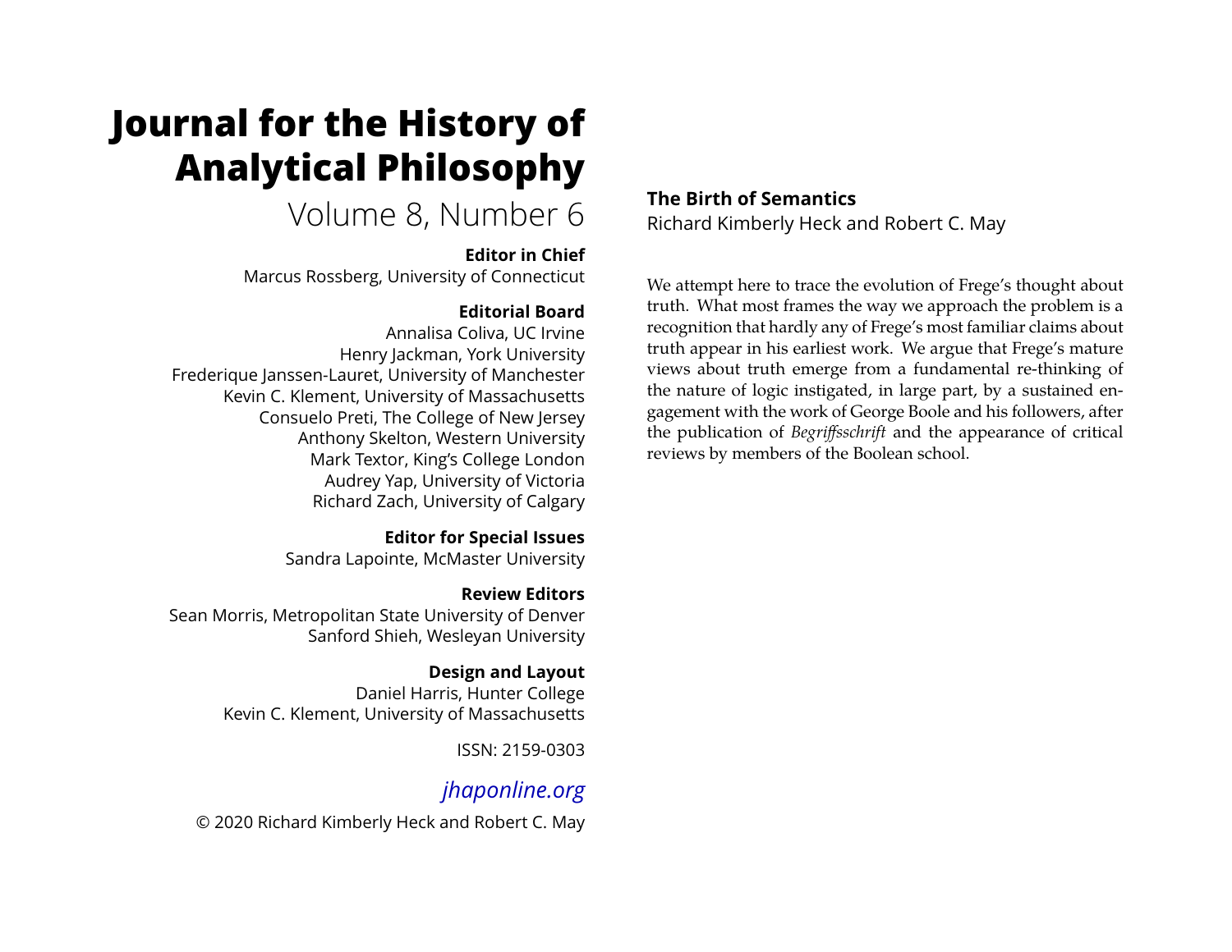# Journal for the History of Analytical Philosophy

Volume 8, Number 6

**Editor in Chief**
Marcus Rossberg, University of Connecticut

**Editorial Board**
Annalisa Coliva, UC Irvine
Henry Jackman, York University
Frederique Janssen-Lauret, University of Manchester
Kevin C. Klement, University of Massachusetts
Consuelo Preti, The College of New Jersey
Anthony Skelton, Western University
Mark Textor, King's College London
Audrey Yap, University of Victoria
Richard Zach, University of Calgary

**Editor for Special Issues**
Sandra Lapointe, McMaster University

**Review Editors**
Sean Morris, Metropolitan State University of Denver
Sanford Shieh, Wesleyan University

**Design and Layout**
Daniel Harris, Hunter College
Kevin C. Klement, University of Massachusetts

ISSN: 2159-0303

*jhaponline.org*

© 2020 Richard Kimberly Heck and Robert C. May

## The Birth of Semantics

Richard Kimberly Heck and Robert C. May

We attempt here to trace the evolution of Frege's thought about truth. What most frames the way we approach the problem is a recognition that hardly any of Frege's most familiar claims about truth appear in his earliest work. We argue that Frege's mature views about truth emerge from a fundamental re-thinking of the nature of logic instigated, in large part, by a sustained engagement with the work of George Boole and his followers, after the publication of *Begriffsschrift* and the appearance of critical reviews by members of the Boolean school.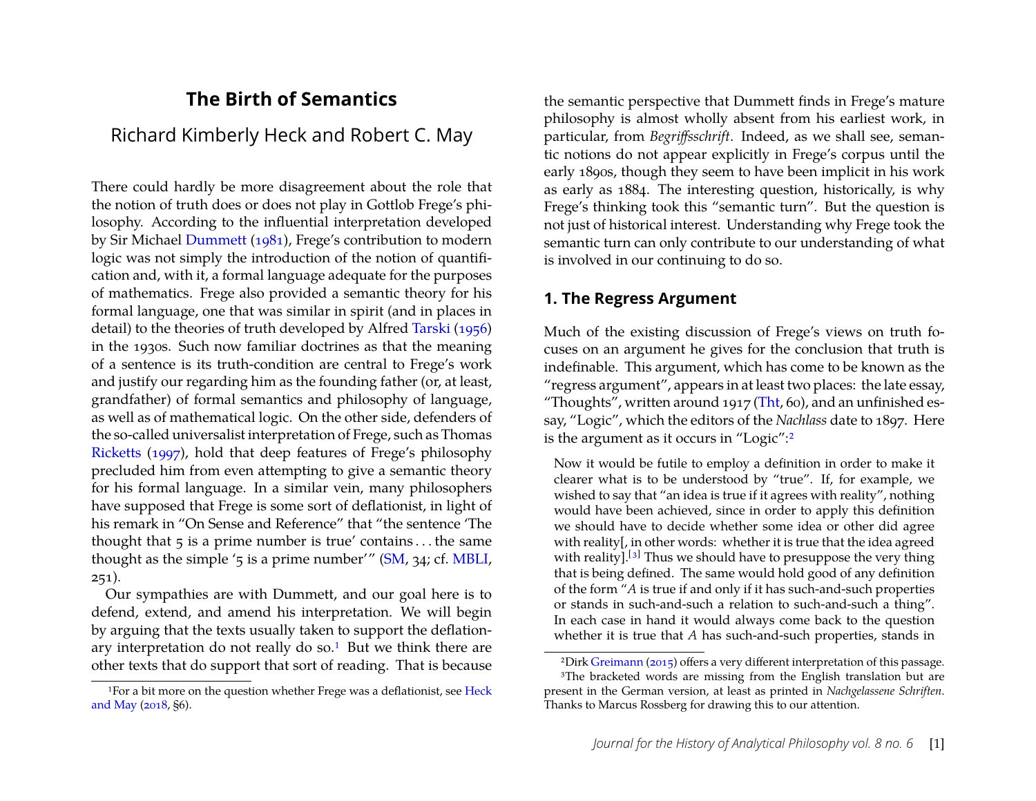# The Birth of Semantics

## Richard Kimberly Heck and Robert C. May

There could hardly be more disagreement about the role that the notion of truth does or does not play in Gottlob Frege's philosophy. According to the influential interpretation developed by Sir Michael Dummett (1981), Frege's contribution to modern logic was not simply the introduction of the notion of quantification and, with it, a formal language adequate for the purposes of mathematics. Frege also provided a semantic theory for his formal language, one that was similar in spirit (and in places in detail) to the theories of truth developed by Alfred Tarski (1956) in the 1930s. Such now familiar doctrines as that the meaning of a sentence is its truth-condition are central to Frege's work and justify our regarding him as the founding father (or, at least, grandfather) of formal semantics and philosophy of language, as well as of mathematical logic. On the other side, defenders of the so-called universalist interpretation of Frege, such as Thomas Ricketts (1997), hold that deep features of Frege's philosophy precluded him from even attempting to give a semantic theory for his formal language. In a similar vein, many philosophers have supposed that Frege is some sort of deflationist, in light of his remark in "On Sense and Reference" that "the sentence 'The thought that 5 is a prime number is true' contains . . . the same thought as the simple '5 is a prime number'" (SM, 34; cf. MBLI, 251).

Our sympathies are with Dummett, and our goal here is to defend, extend, and amend his interpretation. We will begin by arguing that the texts usually taken to support the deflationary interpretation do not really do so.[1] But we think there are other texts that do support that sort of reading. That is because the semantic perspective that Dummett finds in Frege's mature philosophy is almost wholly absent from his earliest work, in particular, from *Begriffsschrift*. Indeed, as we shall see, semantic notions do not appear explicitly in Frege's corpus until the early 1890s, though they seem to have been implicit in his work as early as 1884. The interesting question, historically, is why Frege's thinking took this "semantic turn". But the question is not just of historical interest. Understanding why Frege took the semantic turn can only contribute to our understanding of what is involved in our continuing to do so.

### 1. The Regress Argument

Much of the existing discussion of Frege's views on truth focuses on an argument he gives for the conclusion that truth is indefinable. This argument, which has come to be known as the "regress argument", appears in at least two places: the late essay, "Thoughts", written around 1917 (Tht, 60), and an unfinished essay, "Logic", which the editors of the *Nachlass* date to 1897. Here is the argument as it occurs in "Logic":[2]

> Now it would be futile to employ a definition in order to make it clearer what is to be understood by "true". If, for example, we wished to say that "an idea is true if it agrees with reality", nothing would have been achieved, since in order to apply this definition we should have to decide whether some idea or other did agree with reality[, in other words: whether it is true that the idea agreed with reality].[3] Thus we should have to presuppose the very thing that is being defined. The same would hold good of any definition of the form "*A* is true if and only if it has such-and-such properties or stands in such-and-such a relation to such-and-such a thing". In each case in hand it would always come back to the question whether it is true that *A* has such-and-such properties, stands in

[1] For a bit more on the question whether Frege was a deflationist, see Heck and May (2018, §6).

[2] Dirk Greimann (2015) offers a very different interpretation of this passage.

[3] The bracketed words are missing from the English translation but are present in the German version, at least as printed in *Nachgelassene Schriften*. Thanks to Marcus Rossberg for drawing this to our attention.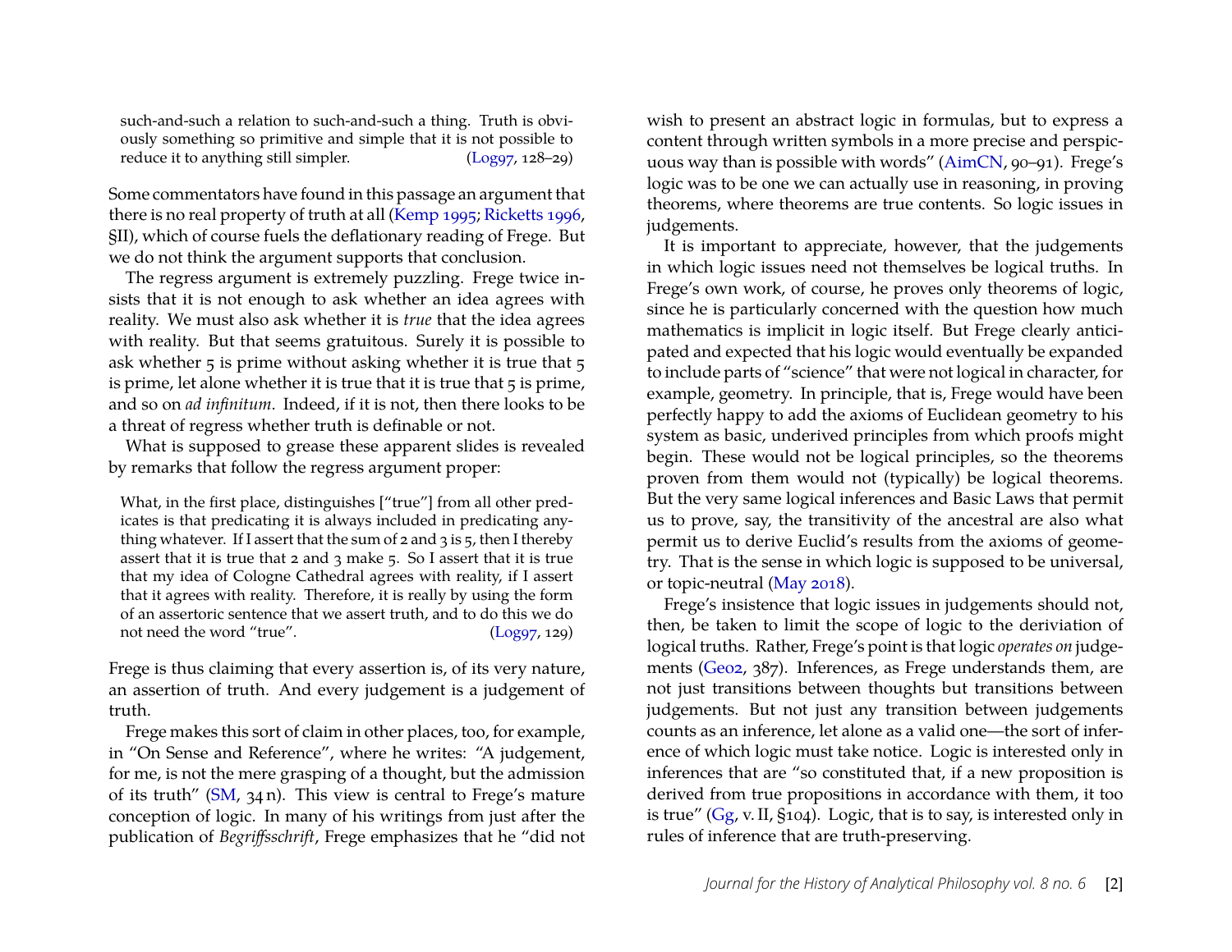> such-and-such a relation to such-and-such a thing. Truth is obviously something so primitive and simple that it is not possible to reduce it to anything still simpler. (Log97, 128–29)

Some commentators have found in this passage an argument that there is no real property of truth at all (Kemp 1995; Ricketts 1996, §II), which of course fuels the deflationary reading of Frege. But we do not think the argument supports that conclusion.

The regress argument is extremely puzzling. Frege twice insists that it is not enough to ask whether an idea agrees with reality. We must also ask whether it is *true* that the idea agrees with reality. But that seems gratuitous. Surely it is possible to ask whether 5 is prime without asking whether it is true that 5 is prime, let alone whether it is true that it is true that 5 is prime, and so on *ad infinitum*. Indeed, if it is not, then there looks to be a threat of regress whether truth is definable or not.

What is supposed to grease these apparent slides is revealed by remarks that follow the regress argument proper:

> What, in the first place, distinguishes ["true"] from all other predicates is that predicating it is always included in predicating anything whatever. If I assert that the sum of 2 and 3 is 5, then I thereby assert that it is true that 2 and 3 make 5. So I assert that it is true that my idea of Cologne Cathedral agrees with reality, if I assert that it agrees with reality. Therefore, it is really by using the form of an assertoric sentence that we assert truth, and to do this we do not need the word "true". (Log97, 129)

Frege is thus claiming that every assertion is, of its very nature, an assertion of truth. And every judgement is a judgement of truth.

Frege makes this sort of claim in other places, too, for example, in "On Sense and Reference", where he writes: "A judgement, for me, is not the mere grasping of a thought, but the admission of its truth" (SM, 34 n). This view is central to Frege's mature conception of logic. In many of his writings from just after the publication of *Begriffsschrift*, Frege emphasizes that he "did not wish to present an abstract logic in formulas, but to express a content through written symbols in a more precise and perspicuous way than is possible with words" (AimCN, 90–91). Frege's logic was to be one we can actually use in reasoning, in proving theorems, where theorems are true contents. So logic issues in judgements.

It is important to appreciate, however, that the judgements in which logic issues need not themselves be logical truths. In Frege's own work, of course, he proves only theorems of logic, since he is particularly concerned with the question how much mathematics is implicit in logic itself. But Frege clearly anticipated and expected that his logic would eventually be expanded to include parts of "science" that were not logical in character, for example, geometry. In principle, that is, Frege would have been perfectly happy to add the axioms of Euclidean geometry to his system as basic, underived principles from which proofs might begin. These would not be logical principles, so the theorems proven from them would not (typically) be logical theorems. But the very same logical inferences and Basic Laws that permit us to prove, say, the transitivity of the ancestral are also what permit us to derive Euclid's results from the axioms of geometry. That is the sense in which logic is supposed to be universal, or topic-neutral (May 2018).

Frege's insistence that logic issues in judgements should not, then, be taken to limit the scope of logic to the deriviation of logical truths. Rather, Frege's point is that logic *operates on* judgements (Ge02, 387). Inferences, as Frege understands them, are not just transitions between thoughts but transitions between judgements. But not just any transition between judgements counts as an inference, let alone as a valid one—the sort of inference of which logic must take notice. Logic is interested only in inferences that are "so constituted that, if a new proposition is derived from true propositions in accordance with them, it too is true" (Gg, v. II, §104). Logic, that is to say, is interested only in rules of inference that are truth-preserving.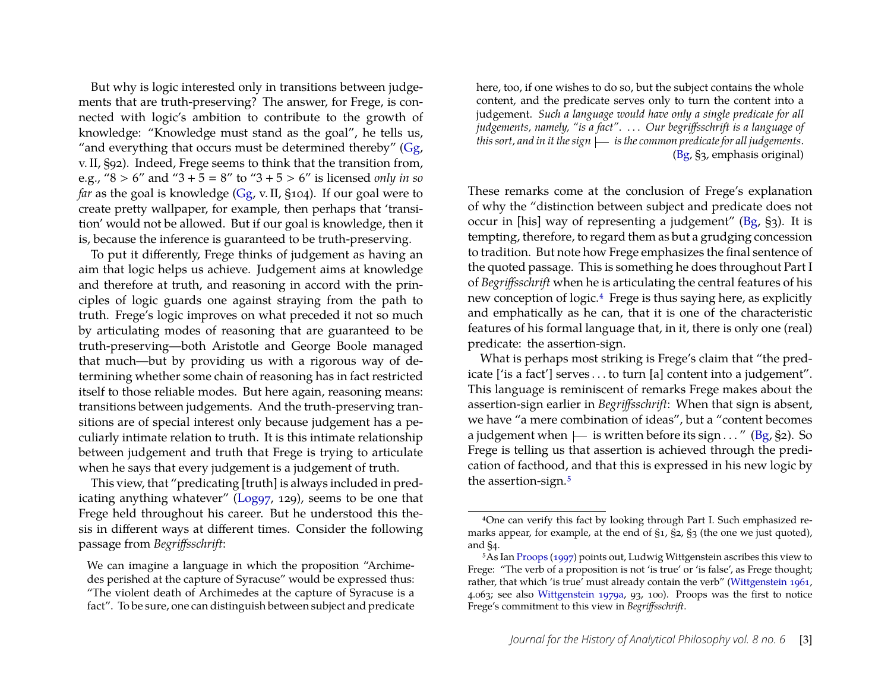But why is logic interested only in transitions between judgements that are truth-preserving? The answer, for Frege, is connected with logic's ambition to contribute to the growth of knowledge: "Knowledge must stand as the goal", he tells us, "and everything that occurs must be determined thereby" (Gg, v. II, §92). Indeed, Frege seems to think that the transition from, e.g., "8 > 6" and "3 + 5 = 8" to "3 + 5 > 6" is licensed *only in so far* as the goal is knowledge (Gg, v. II, §104). If our goal were to create pretty wallpaper, for example, then perhaps that 'transition' would not be allowed. But if our goal is knowledge, then it is, because the inference is guaranteed to be truth-preserving.

To put it differently, Frege thinks of judgement as having an aim that logic helps us achieve. Judgement aims at knowledge and therefore at truth, and reasoning in accord with the principles of logic guards one against straying from the path to truth. Frege's logic improves on what preceded it not so much by articulating modes of reasoning that are guaranteed to be truth-preserving—both Aristotle and George Boole managed that much—but by providing us with a rigorous way of determining whether some chain of reasoning has in fact restricted itself to those reliable modes. But here again, reasoning means: transitions between judgements. And the truth-preserving transitions are of special interest only because judgement has a peculiarly intimate relation to truth. It is this intimate relationship between judgement and truth that Frege is trying to articulate when he says that every judgement is a judgement of truth.

This view, that "predicating [truth] is always included in predicating anything whatever" (Log97, 129), seems to be one that Frege held throughout his career. But he understood this thesis in different ways at different times. Consider the following passage from *Begriffsschrift*:

> We can imagine a language in which the proposition "Archimedes perished at the capture of Syracuse" would be expressed thus: "The violent death of Archimedes at the capture of Syracuse is a fact". To be sure, one can distinguish between subject and predicate here, too, if one wishes to do so, but the subject contains the whole content, and the predicate serves only to turn the content into a judgement. *Such a language would have only a single predicate for all judgements, namely, "is a fact". . . . Our begriffsschrift is a language of this sort, and in it the sign* $\vdash$ *is the common predicate for all judgements*. (Bg, §3, emphasis original)

These remarks come at the conclusion of Frege's explanation of why the "distinction between subject and predicate does not occur in [his] way of representing a judgement" (Bg, §3). It is tempting, therefore, to regard them as but a grudging concession to tradition. But note how Frege emphasizes the final sentence of the quoted passage. This is something he does throughout Part I of *Begriffsschrift* when he is articulating the central features of his new conception of logic.[4] Frege is thus saying here, as explicitly and emphatically as he can, that it is one of the characteristic features of his formal language that, in it, there is only one (real) predicate: the assertion-sign.

What is perhaps most striking is Frege's claim that "the predicate ['is a fact'] serves . . . to turn [a] content into a judgement". This language is reminiscent of remarks Frege makes about the assertion-sign earlier in *Begriffsschrift*: When that sign is absent, we have "a mere combination of ideas", but a "content becomes a judgement when $\vdash$ is written before its sign . . . " (Bg, §2). So Frege is telling us that assertion is achieved through the predication of facthood, and that this is expressed in his new logic by the assertion-sign.[5]

---

[4] One can verify this fact by looking through Part I. Such emphasized remarks appear, for example, at the end of §1, §2, §3 (the one we just quoted), and §4.

[5] As Ian Proops (1997) points out, Ludwig Wittgenstein ascribes this view to Frege: "The verb of a proposition is not 'is true' or 'is false', as Frege thought; rather, that which 'is true' must already contain the verb" (Wittgenstein 1961, 4.063; see also Wittgenstein 1979a, 93, 100). Proops was the first to notice Frege's commitment to this view in *Begriffsschrift*.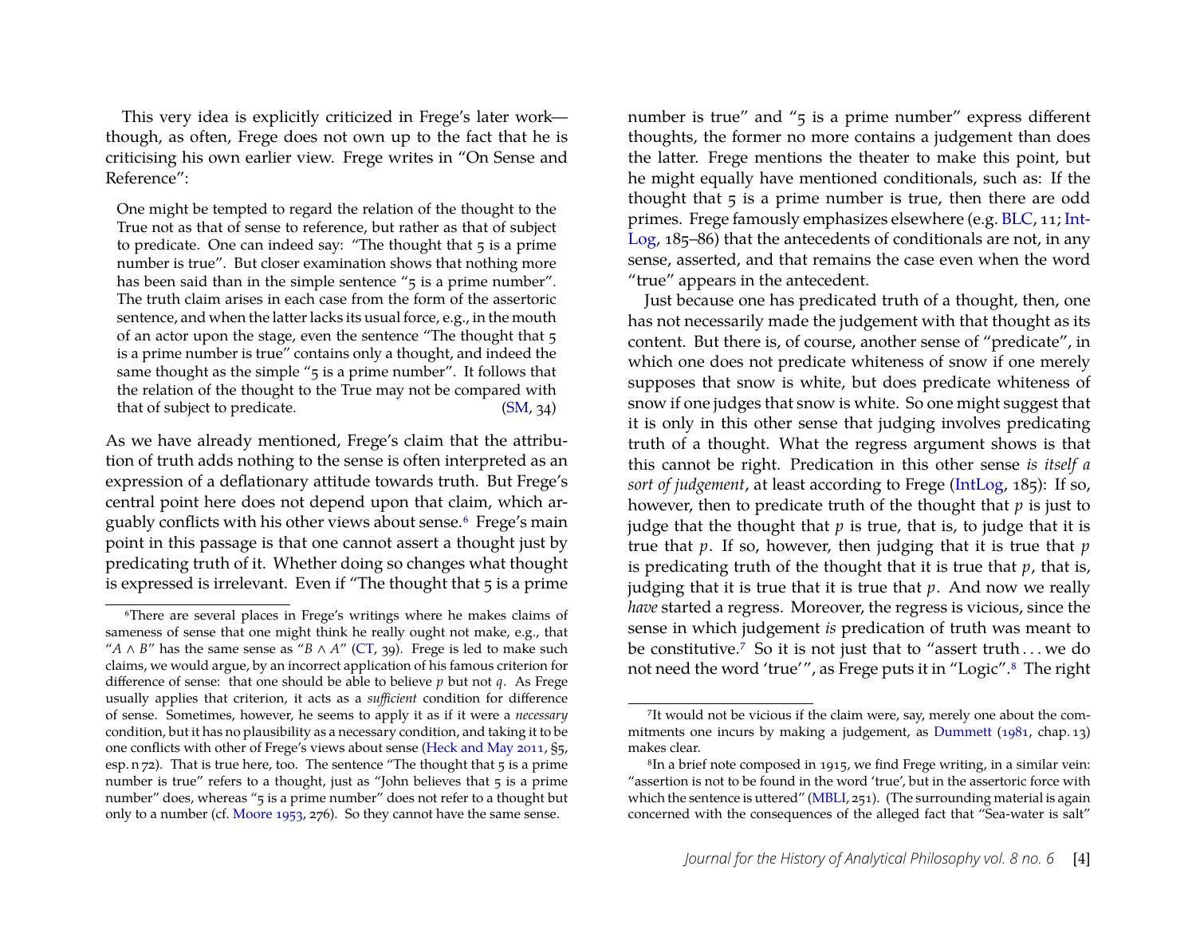This very idea is explicitly criticized in Frege's later work—though, as often, Frege does not own up to the fact that he is criticising his own earlier view. Frege writes in "On Sense and Reference":

> One might be tempted to regard the relation of the thought to the True not as that of sense to reference, but rather as that of subject to predicate. One can indeed say: "The thought that 5 is a prime number is true". But closer examination shows that nothing more has been said than in the simple sentence "5 is a prime number". The truth claim arises in each case from the form of the assertoric sentence, and when the latter lacks its usual force, e.g., in the mouth of an actor upon the stage, even the sentence "The thought that 5 is a prime number is true" contains only a thought, and indeed the same thought as the simple "5 is a prime number". It follows that the relation of the thought to the True may not be compared with that of subject to predicate. (SM, 34)

As we have already mentioned, Frege's claim that the attribution of truth adds nothing to the sense is often interpreted as an expression of a deflationary attitude towards truth. But Frege's central point here does not depend upon that claim, which arguably conflicts with his other views about sense.[6] Frege's main point in this passage is that one cannot assert a thought just by predicating truth of it. Whether doing so changes what thought is expressed is irrelevant. Even if "The thought that 5 is a prime number is true" and "5 is a prime number" express different thoughts, the former no more contains a judgement than does the latter. Frege mentions the theater to make this point, but he might equally have mentioned conditionals, such as: If the thought that 5 is a prime number is true, then there are odd primes. Frege famously emphasizes elsewhere (e.g. BLC, 11; IntLog, 185–86) that the antecedents of conditionals are not, in any sense, asserted, and that remains the case even when the word "true" appears in the antecedent.

Just because one has predicated truth of a thought, then, one has not necessarily made the judgement with that thought as its content. But there is, of course, another sense of "predicate", in which one does not predicate whiteness of snow if one merely supposes that snow is white, but does predicate whiteness of snow if one judges that snow is white. So one might suggest that it is only in this other sense that judging involves predicating truth of a thought. What the regress argument shows is that this cannot be right. Predication in this other sense *is itself a sort of judgement*, at least according to Frege (IntLog, 185): If so, however, then to predicate truth of the thought that $p$ is just to judge that the thought that $p$ is true, that is, to judge that it is true that $p$. If so, however, then judging that it is true that $p$ is predicating truth of the thought that it is true that $p$, that is, judging that it is true that it is true that $p$. And now we really *have* started a regress. Moreover, the regress is vicious, since the sense in which judgement *is* predication of truth was meant to be constitutive.[7] So it is not just that to "assert truth ... we do not need the word 'true'", as Frege puts it in "Logic".[8] The right

---

[6] There are several places in Frege's writings where he makes claims of sameness of sense that one might think he really ought not make, e.g., that "$A \wedge B$" has the same sense as "$B \wedge A$" (CT, 39). Frege is led to make such claims, we would argue, by an incorrect application of his famous criterion for difference of sense: that one should be able to believe $p$ but not $q$. As Frege usually applies that criterion, it acts as a *sufficient* condition for difference of sense. Sometimes, however, he seems to apply it as if it were a *necessary* condition, but it has no plausibility as a necessary condition, and taking it to be one conflicts with other of Frege's views about sense (Heck and May 2011, §5, esp. n 72). That is true here, too. The sentence "The thought that 5 is a prime number is true" refers to a thought, just as "John believes that 5 is a prime number" does, whereas "5 is a prime number" does not refer to a thought but only to a number (cf. Moore 1953, 276). So they cannot have the same sense.

[7] It would not be vicious if the claim were, say, merely one about the commitments one incurs by making a judgement, as Dummett (1981, chap. 13) makes clear.

[8] In a brief note composed in 1915, we find Frege writing, in a similar vein: "assertion is not to be found in the word 'true', but in the assertoric force with which the sentence is uttered" (MBLI, 251). (The surrounding material is again concerned with the consequences of the alleged fact that "Sea-water is salt"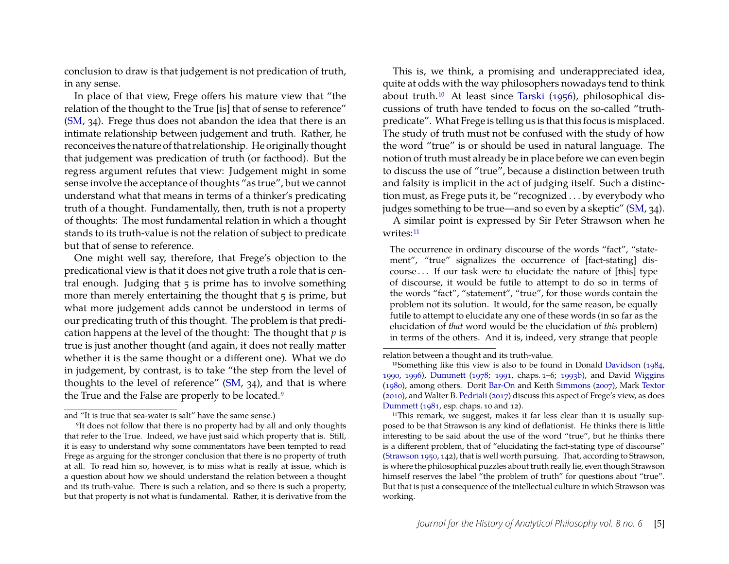conclusion to draw is that judgement is not predication of truth, in any sense.

In place of that view, Frege offers his mature view that "the relation of the thought to the True [is] that of sense to reference" (SM, 34). Frege thus does not abandon the idea that there is an intimate relationship between judgement and truth. Rather, he reconceives the nature of that relationship. He originally thought that judgement was predication of truth (or facthood). But the regress argument refutes that view: Judgement might in some sense involve the acceptance of thoughts "as true", but we cannot understand what that means in terms of a thinker's predicating truth of a thought. Fundamentally, then, truth is not a property of thoughts: The most fundamental relation in which a thought stands to its truth-value is not the relation of subject to predicate but that of sense to reference.

One might well say, therefore, that Frege's objection to the predicational view is that it does not give truth a role that is central enough. Judging that 5 is prime has to involve something more than merely entertaining the thought that 5 is prime, but what more judgement adds cannot be understood in terms of our predicating truth of this thought. The problem is that predication happens at the level of the thought: The thought that *p* is true is just another thought (and again, it does not really matter whether it is the same thought or a different one). What we do in judgement, by contrast, is to take "the step from the level of thoughts to the level of reference" (SM, 34), and that is where the True and the False are properly to be located.[9]

This is, we think, a promising and underappreciated idea, quite at odds with the way philosophers nowadays tend to think about truth.[10] At least since Tarski (1956), philosophical discussions of truth have tended to focus on the so-called "truth-predicate". What Frege is telling us is that this focus is misplaced. The study of truth must not be confused with the study of how the word "true" is or should be used in natural language. The notion of truth must already be in place before we can even begin to discuss the use of "true", because a distinction between truth and falsity is implicit in the act of judging itself. Such a distinction must, as Frege puts it, be "recognized . . . by everybody who judges something to be true—and so even by a skeptic" (SM, 34).

A similar point is expressed by Sir Peter Strawson when he writes:[11]

> The occurrence in ordinary discourse of the words "fact", "statement", "true" signalizes the occurrence of [fact-stating] discourse . . . If our task were to elucidate the nature of [this] type of discourse, it would be futile to attempt to do so in terms of the words "fact", "statement", "true", for those words contain the problem not its solution. It would, for the same reason, be equally futile to attempt to elucidate any one of these words (in so far as the elucidation of *that* word would be the elucidation of *this* problem) in terms of the others. And it is, indeed, very strange that people

---

and "It is true that sea-water is salt" have the same sense.)

[9] It does not follow that there is no property had by all and only thoughts that refer to the True. Indeed, we have just said which property that is. Still, it is easy to understand why some commentators have been tempted to read Frege as arguing for the stronger conclusion that there is no property of truth at all. To read him so, however, is to miss what is really at issue, which is a question about how we should understand the relation between a thought and its truth-value. There is such a relation, and so there is such a property, but that property is not what is fundamental. Rather, it is derivative from the relation between a thought and its truth-value.

[10] Something like this view is also to be found in Donald Davidson (1984, 1990, 1996), Dummett (1978; 1991, chaps. 1–6; 1993b), and David Wiggins (1980), among others. Dorit Bar-On and Keith Simmons (2007), Mark Textor (2010), and Walter B. Pedriali (2017) discuss this aspect of Frege's view, as does Dummett (1981, esp. chaps. 10 and 12).

[11] This remark, we suggest, makes it far less clear than it is usually supposed to be that Strawson is any kind of deflationist. He thinks there is little interesting to be said about the use of the word "true", but he thinks there is a different problem, that of "elucidating the fact-stating type of discourse" (Strawson 1950, 142), that is well worth pursuing. That, according to Strawson, is where the philosophical puzzles about truth really lie, even though Strawson himself reserves the label "the problem of truth" for questions about "true". But that is just a consequence of the intellectual culture in which Strawson was working.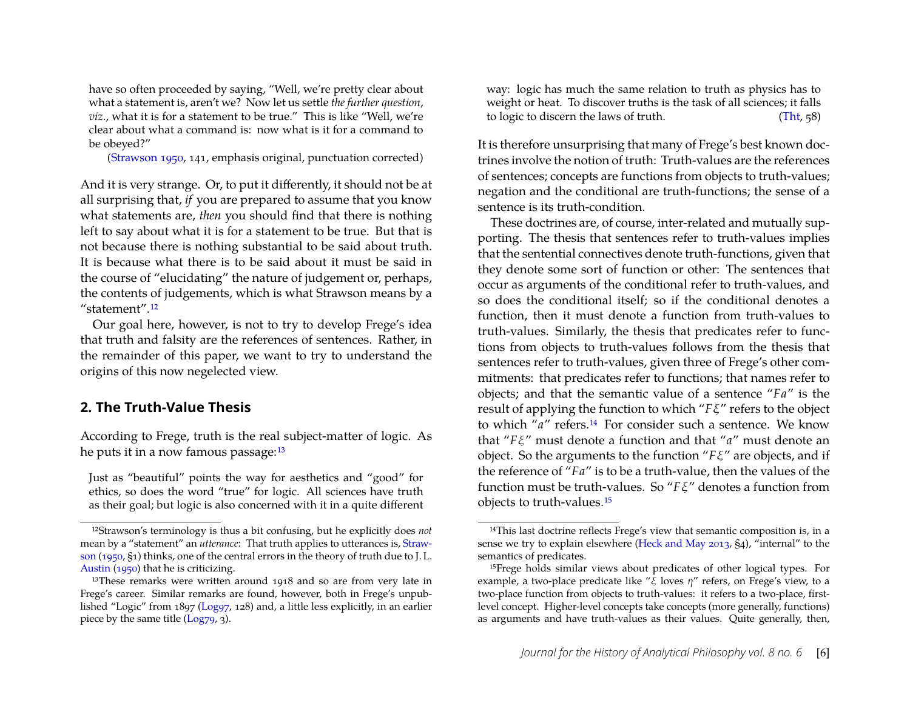have so often proceeded by saying, "Well, we're pretty clear about what a statement is, aren't we? Now let us settle *the further question*, *viz.*, what it is for a statement to be true." This is like "Well, we're clear about what a command is: now what is it for a command to be obeyed?"

(Strawson 1950, 141, emphasis original, punctuation corrected)

And it is very strange. Or, to put it differently, it should not be at all surprising that, *if* you are prepared to assume that you know what statements are, *then* you should find that there is nothing left to say about what it is for a statement to be true. But that is not because there is nothing substantial to be said about truth. It is because what there is to be said about it must be said in the course of "elucidating" the nature of judgement or, perhaps, the contents of judgements, which is what Strawson means by a "statement".[12]

Our goal here, however, is not to try to develop Frege's idea that truth and falsity are the references of sentences. Rather, in the remainder of this paper, we want to try to understand the origins of this now negelected view.

## 2. The Truth-Value Thesis

According to Frege, truth is the real subject-matter of logic. As he puts it in a now famous passage:[13]

> Just as "beautiful" points the way for aesthetics and "good" for ethics, so does the word "true" for logic. All sciences have truth as their goal; but logic is also concerned with it in a quite different way: logic has much the same relation to truth as physics has to weight or heat. To discover truths is the task of all sciences; it falls to logic to discern the laws of truth. (Tht, 58)

It is therefore unsurprising that many of Frege's best known doctrines involve the notion of truth: Truth-values are the references of sentences; concepts are functions from objects to truth-values; negation and the conditional are truth-functions; the sense of a sentence is its truth-condition.

These doctrines are, of course, inter-related and mutually supporting. The thesis that sentences refer to truth-values implies that the sentential connectives denote truth-functions, given that they denote some sort of function or other: The sentences that occur as arguments of the conditional refer to truth-values, and so does the conditional itself; so if the conditional denotes a function, then it must denote a function from truth-values to truth-values. Similarly, the thesis that predicates refer to functions from objects to truth-values follows from the thesis that sentences refer to truth-values, given three of Frege's other commitments: that predicates refer to functions; that names refer to objects; and that the semantic value of a sentence "$Fa$" is the result of applying the function to which "$F\xi$" refers to the object to which "$a$" refers.[14] For consider such a sentence. We know that "$F\xi$" must denote a function and that "$a$" must denote an object. So the arguments to the function "$F\xi$" are objects, and if the reference of "$Fa$" is to be a truth-value, then the values of the function must be truth-values. So "$F\xi$" denotes a function from objects to truth-values.[15]

---

[12] Strawson's terminology is thus a bit confusing, but he explicitly does *not* mean by a "statement" an *utterance*: That truth applies to utterances is, Strawson (1950, §1) thinks, one of the central errors in the theory of truth due to J. L. Austin (1950) that he is criticizing.

[13] These remarks were written around 1918 and so are from very late in Frege's career. Similar remarks are found, however, both in Frege's unpublished "Logic" from 1897 (Log97, 128) and, a little less explicitly, in an earlier piece by the same title (Log79, 3).

[14] This last doctrine reflects Frege's view that semantic composition is, in a sense we try to explain elsewhere (Heck and May 2013, §4), "internal" to the semantics of predicates.

[15] Frege holds similar views about predicates of other logical types. For example, a two-place predicate like "$\xi$ loves $\eta$" refers, on Frege's view, to a two-place function from objects to truth-values: it refers to a two-place, first-level concept. Higher-level concepts take concepts (more generally, functions) as arguments and have truth-values as their values. Quite generally, then,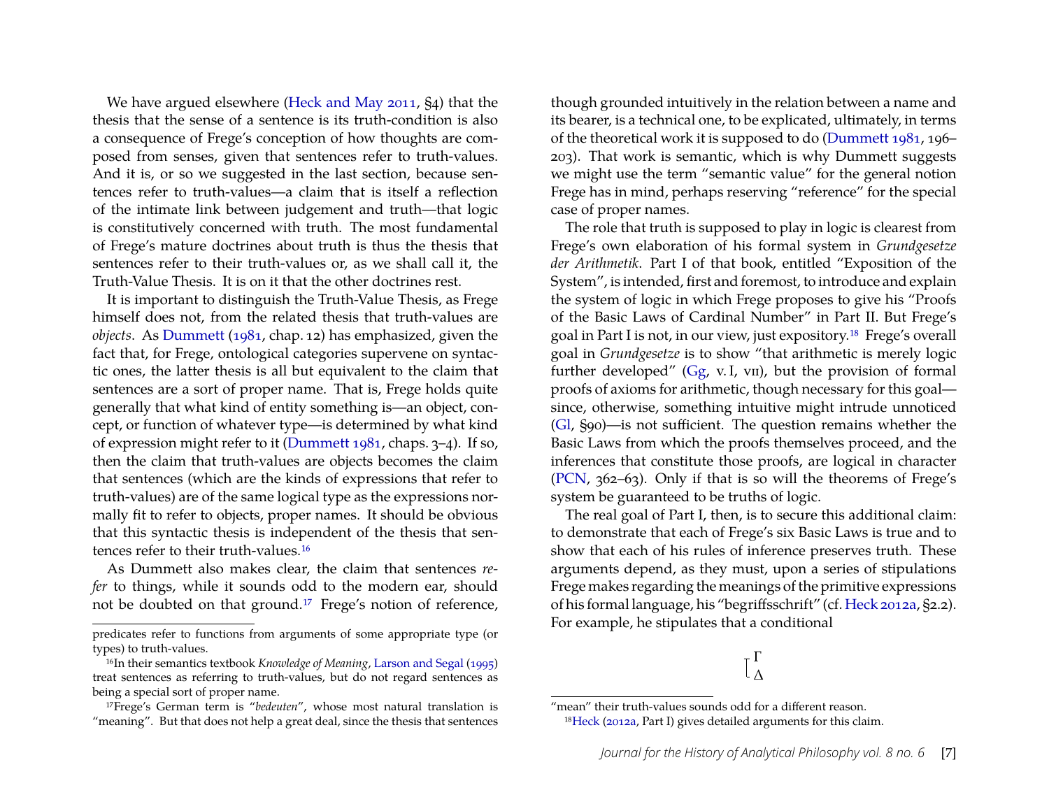We have argued elsewhere (Heck and May 2011, §4) that the thesis that the sense of a sentence is its truth-condition is also a consequence of Frege's conception of how thoughts are composed from senses, given that sentences refer to truth-values. And it is, or so we suggested in the last section, because sentences refer to truth-values—a claim that is itself a reflection of the intimate link between judgement and truth—that logic is constitutively concerned with truth. The most fundamental of Frege's mature doctrines about truth is thus the thesis that sentences refer to their truth-values or, as we shall call it, the Truth-Value Thesis. It is on it that the other doctrines rest.

It is important to distinguish the Truth-Value Thesis, as Frege himself does not, from the related thesis that truth-values are *objects*. As Dummett (1981, chap. 12) has emphasized, given the fact that, for Frege, ontological categories supervene on syntactic ones, the latter thesis is all but equivalent to the claim that sentences are a sort of proper name. That is, Frege holds quite generally that what kind of entity something is—an object, concept, or function of whatever type—is determined by what kind of expression might refer to it (Dummett 1981, chaps. 3–4). If so, then the claim that truth-values are objects becomes the claim that sentences (which are the kinds of expressions that refer to truth-values) are of the same logical type as the expressions normally fit to refer to objects, proper names. It should be obvious that this syntactic thesis is independent of the thesis that sentences refer to their truth-values.[16]

As Dummett also makes clear, the claim that sentences *refer* to things, while it sounds odd to the modern ear, should not be doubted on that ground.[17] Frege's notion of reference, though grounded intuitively in the relation between a name and its bearer, is a technical one, to be explicated, ultimately, in terms of the theoretical work it is supposed to do (Dummett 1981, 196–203). That work is semantic, which is why Dummett suggests we might use the term "semantic value" for the general notion Frege has in mind, perhaps reserving "reference" for the special case of proper names.

The role that truth is supposed to play in logic is clearest from Frege's own elaboration of his formal system in *Grundgesetze der Arithmetik*. Part I of that book, entitled "Exposition of the System", is intended, first and foremost, to introduce and explain the system of logic in which Frege proposes to give his "Proofs of the Basic Laws of Cardinal Number" in Part II. But Frege's goal in Part I is not, in our view, just expository.[18] Frege's overall goal in *Grundgesetze* is to show "that arithmetic is merely logic further developed" (Gg, v. I, vii), but the provision of formal proofs of axioms for arithmetic, though necessary for this goal—since, otherwise, something intuitive might intrude unnoticed (Gl, §90)—is not sufficient. The question remains whether the Basic Laws from which the proofs themselves proceed, and the inferences that constitute those proofs, are logical in character (PCN, 362–63). Only if that is so will the theorems of Frege's system be guaranteed to be truths of logic.

The real goal of Part I, then, is to secure this additional claim: to demonstrate that each of Frege's six Basic Laws is true and to show that each of his rules of inference preserves truth. These arguments depend, as they must, upon a series of stipulations Frege makes regarding the meanings of the primitive expressions of his formal language, his "begriffsschrift" (cf. Heck 2012a, §2.2). For example, he stipulates that a conditional

$$\begin{array}{l} \top\, \Gamma \\ \llcorner\, \Delta \end{array}$$

---

predicates refer to functions from arguments of some appropriate type (or types) to truth-values.

[16] In their semantics textbook *Knowledge of Meaning*, Larson and Segal (1995) treat sentences as referring to truth-values, but do not regard sentences as being a special sort of proper name.

[17] Frege's German term is "*bedeuten*", whose most natural translation is "meaning". But that does not help a great deal, since the thesis that sentences "mean" their truth-values sounds odd for a different reason.

[18] Heck (2012a, Part I) gives detailed arguments for this claim.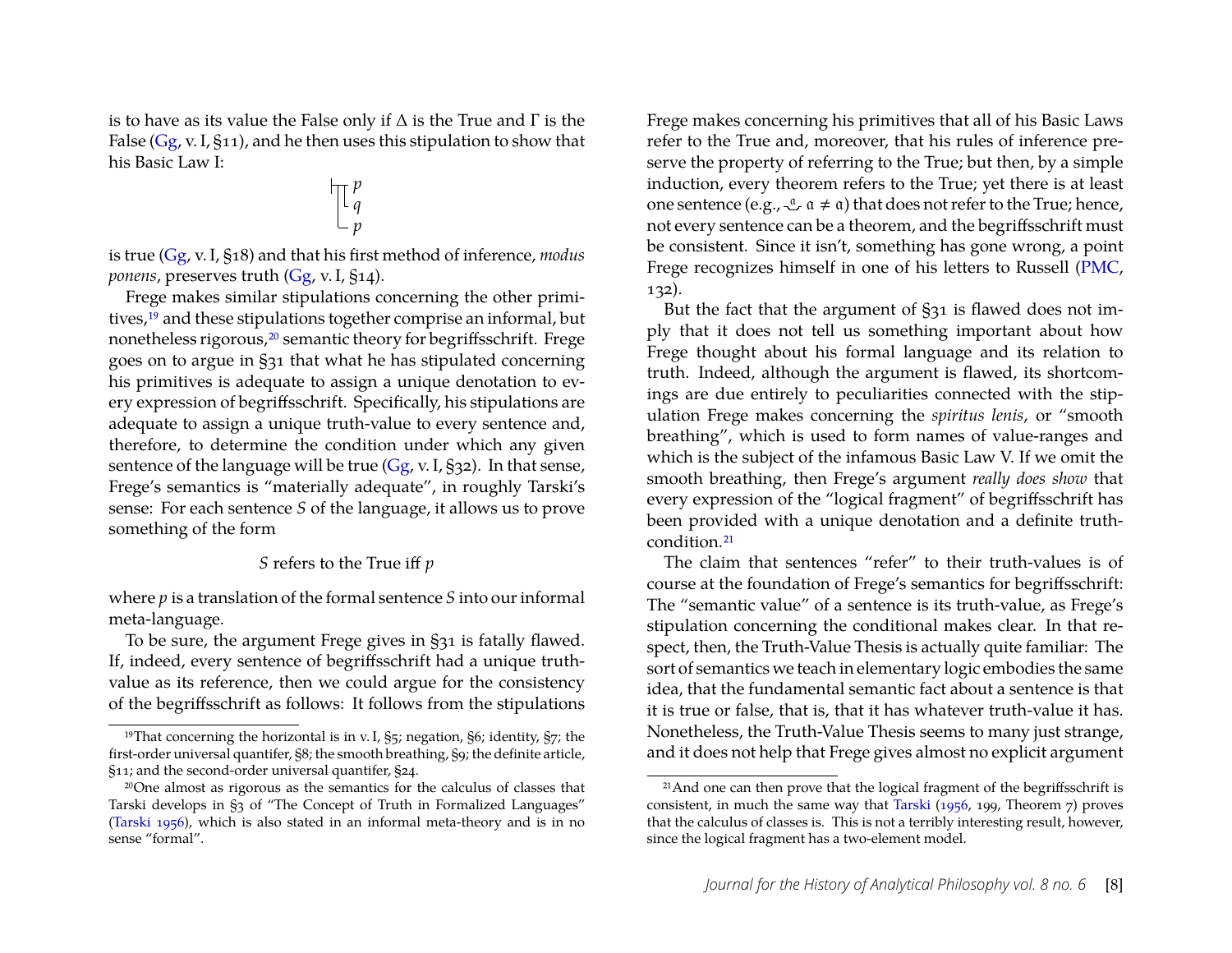is to have as its value the False only if Δ is the True and Γ is the False (Gg, v. I, §11), and he then uses this stipulation to show that his Basic Law I:

$$\vdash\!\!\top\!\!\top p \quad \text{(}p \text{ conditional on } q \text{, conditional on } p\text{)}$$

is true (Gg, v. I, §18) and that his first method of inference, *modus ponens*, preserves truth (Gg, v. I, §14).

Frege makes similar stipulations concerning the other primitives,[19] and these stipulations together comprise an informal, but nonetheless rigorous,[20] semantic theory for begriffsschrift. Frege goes on to argue in §31 that what he has stipulated concerning his primitives is adequate to assign a unique denotation to every expression of begriffsschrift. Specifically, his stipulations are adequate to assign a unique truth-value to every sentence and, therefore, to determine the condition under which any given sentence of the language will be true (Gg, v. I, §32). In that sense, Frege's semantics is "materially adequate", in roughly Tarski's sense: For each sentence *S* of the language, it allows us to prove something of the form

*S* refers to the True iff *p*

where *p* is a translation of the formal sentence *S* into our informal meta-language.

To be sure, the argument Frege gives in §31 is fatally flawed. If, indeed, every sentence of begriffsschrift had a unique truth-value as its reference, then we could argue for the consistency of the begriffsschrift as follows: It follows from the stipulations Frege makes concerning his primitives that all of his Basic Laws refer to the True and, moreover, that his rules of inference preserve the property of referring to the True; but then, by a simple induction, every theorem refers to the True; yet there is at least one sentence (e.g., $\overset{\mathfrak{a}}{\smile}\, \mathfrak{a} \neq \mathfrak{a}$) that does not refer to the True; hence, not every sentence can be a theorem, and the begriffsschrift must be consistent. Since it isn't, something has gone wrong, a point Frege recognizes himself in one of his letters to Russell (PMC, 132).

But the fact that the argument of §31 is flawed does not imply that it does not tell us something important about how Frege thought about his formal language and its relation to truth. Indeed, although the argument is flawed, its shortcomings are due entirely to peculiarities connected with the stipulation Frege makes concerning the *spiritus lenis*, or "smooth breathing", which is used to form names of value-ranges and which is the subject of the infamous Basic Law V. If we omit the smooth breathing, then Frege's argument *really does show* that every expression of the "logical fragment" of begriffsschrift has been provided with a unique denotation and a definite truth-condition.[21]

The claim that sentences "refer" to their truth-values is of course at the foundation of Frege's semantics for begriffsschrift: The "semantic value" of a sentence is its truth-value, as Frege's stipulation concerning the conditional makes clear. In that respect, then, the Truth-Value Thesis is actually quite familiar: The sort of semantics we teach in elementary logic embodies the same idea, that the fundamental semantic fact about a sentence is that it is true or false, that is, that it has whatever truth-value it has. Nonetheless, the Truth-Value Thesis seems to many just strange, and it does not help that Frege gives almost no explicit argument

---

[19] That concerning the horizontal is in v. I, §5; negation, §6; identity, §7; the first-order universal quantifer, §8; the smooth breathing, §9; the definite article, §11; and the second-order universal quantifer, §24.

[20] One almost as rigorous as the semantics for the calculus of classes that Tarski develops in §3 of "The Concept of Truth in Formalized Languages" (Tarski 1956), which is also stated in an informal meta-theory and is in no sense "formal".

[21] And one can then prove that the logical fragment of the begriffsschrift is consistent, in much the same way that Tarski (1956, 199, Theorem 7) proves that the calculus of classes is. This is not a terribly interesting result, however, since the logical fragment has a two-element model.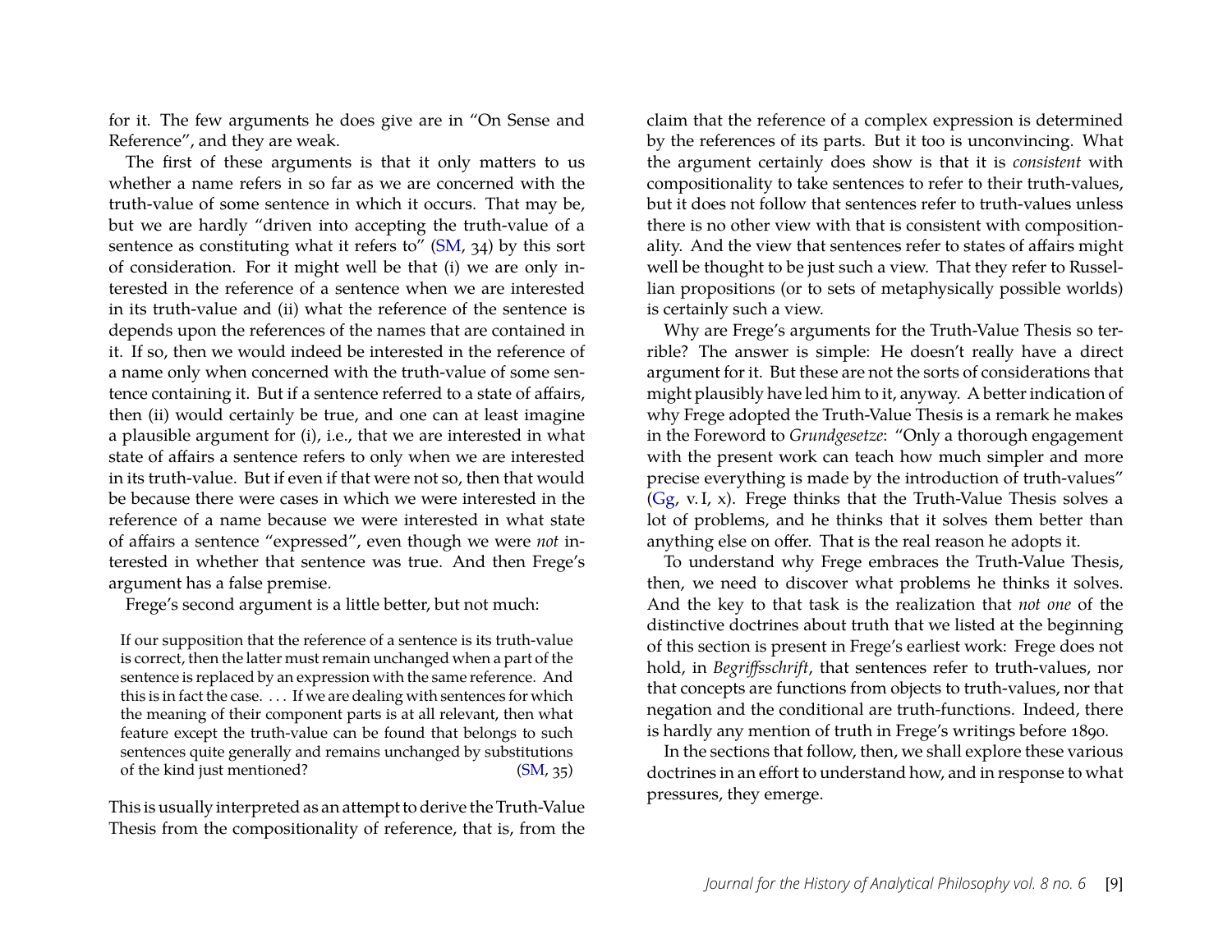for it. The few arguments he does give are in "On Sense and Reference", and they are weak.

The first of these arguments is that it only matters to us whether a name refers in so far as we are concerned with the truth-value of some sentence in which it occurs. That may be, but we are hardly "driven into accepting the truth-value of a sentence as constituting what it refers to" (SM, 34) by this sort of consideration. For it might well be that (i) we are only interested in the reference of a sentence when we are interested in its truth-value and (ii) what the reference of the sentence is depends upon the references of the names that are contained in it. If so, then we would indeed be interested in the reference of a name only when concerned with the truth-value of some sentence containing it. But if a sentence referred to a state of affairs, then (ii) would certainly be true, and one can at least imagine a plausible argument for (i), i.e., that we are interested in what state of affairs a sentence refers to only when we are interested in its truth-value. But if even if that were not so, then that would be because there were cases in which we were interested in the reference of a name because we were interested in what state of affairs a sentence "expressed", even though we were *not* interested in whether that sentence was true. And then Frege's argument has a false premise.

Frege's second argument is a little better, but not much:

> If our supposition that the reference of a sentence is its truth-value is correct, then the latter must remain unchanged when a part of the sentence is replaced by an expression with the same reference. And this is in fact the case. . . . If we are dealing with sentences for which the meaning of their component parts is at all relevant, then what feature except the truth-value can be found that belongs to such sentences quite generally and remains unchanged by substitutions of the kind just mentioned? (SM, 35)

This is usually interpreted as an attempt to derive the Truth-Value Thesis from the compositionality of reference, that is, from the claim that the reference of a complex expression is determined by the references of its parts. But it too is unconvincing. What the argument certainly does show is that it is *consistent* with compositionality to take sentences to refer to their truth-values, but it does not follow that sentences refer to truth-values unless there is no other view with that is consistent with compositionality. And the view that sentences refer to states of affairs might well be thought to be just such a view. That they refer to Russellian propositions (or to sets of metaphysically possible worlds) is certainly such a view.

Why are Frege's arguments for the Truth-Value Thesis so terrible? The answer is simple: He doesn't really have a direct argument for it. But these are not the sorts of considerations that might plausibly have led him to it, anyway. A better indication of why Frege adopted the Truth-Value Thesis is a remark he makes in the Foreword to *Grundgesetze*: "Only a thorough engagement with the present work can teach how much simpler and more precise everything is made by the introduction of truth-values" (Gg, v. I, x). Frege thinks that the Truth-Value Thesis solves a lot of problems, and he thinks that it solves them better than anything else on offer. That is the real reason he adopts it.

To understand why Frege embraces the Truth-Value Thesis, then, we need to discover what problems he thinks it solves. And the key to that task is the realization that *not one* of the distinctive doctrines about truth that we listed at the beginning of this section is present in Frege's earliest work: Frege does not hold, in *Begriffsschrift*, that sentences refer to truth-values, nor that concepts are functions from objects to truth-values, nor that negation and the conditional are truth-functions. Indeed, there is hardly any mention of truth in Frege's writings before 1890.

In the sections that follow, then, we shall explore these various doctrines in an effort to understand how, and in response to what pressures, they emerge.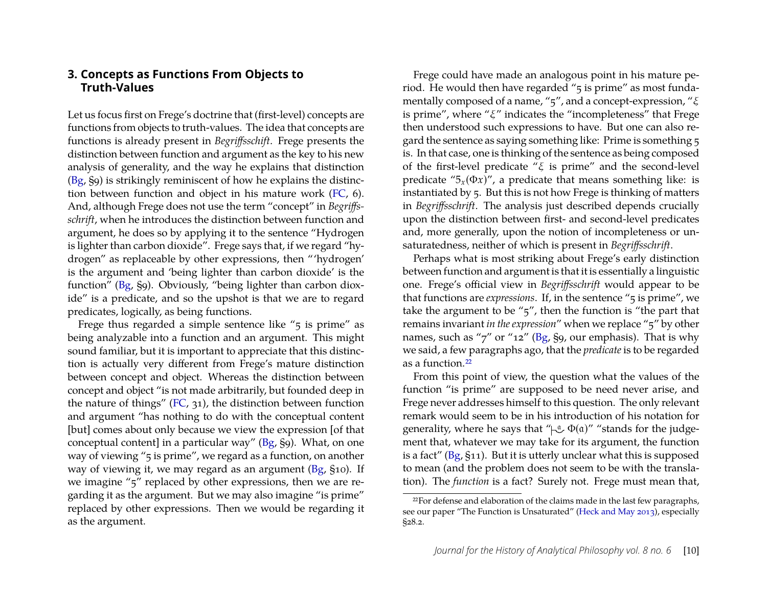## 3. Concepts as Functions From Objects to Truth-Values

Let us focus first on Frege's doctrine that (first-level) concepts are functions from objects to truth-values. The idea that concepts are functions is already present in *Begriffsschrift*. Frege presents the distinction between function and argument as the key to his new analysis of generality, and the way he explains that distinction (Bg, §9) is strikingly reminiscent of how he explains the distinction between function and object in his mature work (FC, 6). And, although Frege does not use the term "concept" in *Begriffsschrift*, when he introduces the distinction between function and argument, he does so by applying it to the sentence "Hydrogen is lighter than carbon dioxide". Frege says that, if we regard "hydrogen" as replaceable by other expressions, then "'hydrogen' is the argument and 'being lighter than carbon dioxide' is the function" (Bg, §9). Obviously, "being lighter than carbon dioxide" is a predicate, and so the upshot is that we are to regard predicates, logically, as being functions.

Frege thus regarded a simple sentence like "5 is prime" as being analyzable into a function and an argument. This might sound familiar, but it is important to appreciate that this distinction is actually very different from Frege's mature distinction between concept and object. Whereas the distinction between concept and object "is not made arbitrarily, but founded deep in the nature of things" (FC, 31), the distinction between function and argument "has nothing to do with the conceptual content [but] comes about only because we view the expression [of that conceptual content] in a particular way" (Bg, §9). What, on one way of viewing "5 is prime", we regard as a function, on another way of viewing it, we may regard as an argument (Bg, §10). If we imagine "5" replaced by other expressions, then we are regarding it as the argument. But we may also imagine "is prime" replaced by other expressions. Then we would be regarding it as the argument.

Frege could have made an analogous point in his mature period. He would then have regarded "5 is prime" as most fundamentally composed of a name, "5", and a concept-expression, "$\xi$ is prime", where "$\xi$" indicates the "incompleteness" that Frege then understood such expressions to have. But one can also regard the sentence as saying something like: Prime is something 5 is. In that case, one is thinking of the sentence as being composed of the first-level predicate "$\xi$ is prime" and the second-level predicate "$5_x(\Phi x)$", a predicate that means something like: is instantiated by 5. But this is not how Frege is thinking of matters in *Begriffsschrift*. The analysis just described depends crucially upon the distinction between first- and second-level predicates and, more generally, upon the notion of incompleteness or unsaturatedness, neither of which is present in *Begriffsschrift*.

Perhaps what is most striking about Frege's early distinction between function and argument is that it is essentially a linguistic one. Frege's official view in *Begriffsschrift* would appear to be that functions are *expressions*. If, in the sentence "5 is prime", we take the argument to be "5", then the function is "the part that remains invariant *in the expression*" when we replace "5" by other names, such as "7" or "12" (Bg, §9, our emphasis). That is why we said, a few paragraphs ago, that the *predicate* is to be regarded as a function.[22]

From this point of view, the question what the values of the function "is prime" are supposed to be need never arise, and Frege never addresses himself to this question. The only relevant remark would seem to be in his introduction of his notation for generality, where he says that "$\vdash\!\!\smile^{\mathfrak{a}}\, \Phi(\mathfrak{a})$" "stands for the judgement that, whatever we may take for its argument, the function is a fact" (Bg, §11). But it is utterly unclear what this is supposed to mean (and the problem does not seem to be with the translation). The *function* is a fact? Surely not. Frege must mean that,

[22] For defense and elaboration of the claims made in the last few paragraphs, see our paper "The Function is Unsaturated" (Heck and May 2013), especially §28.2.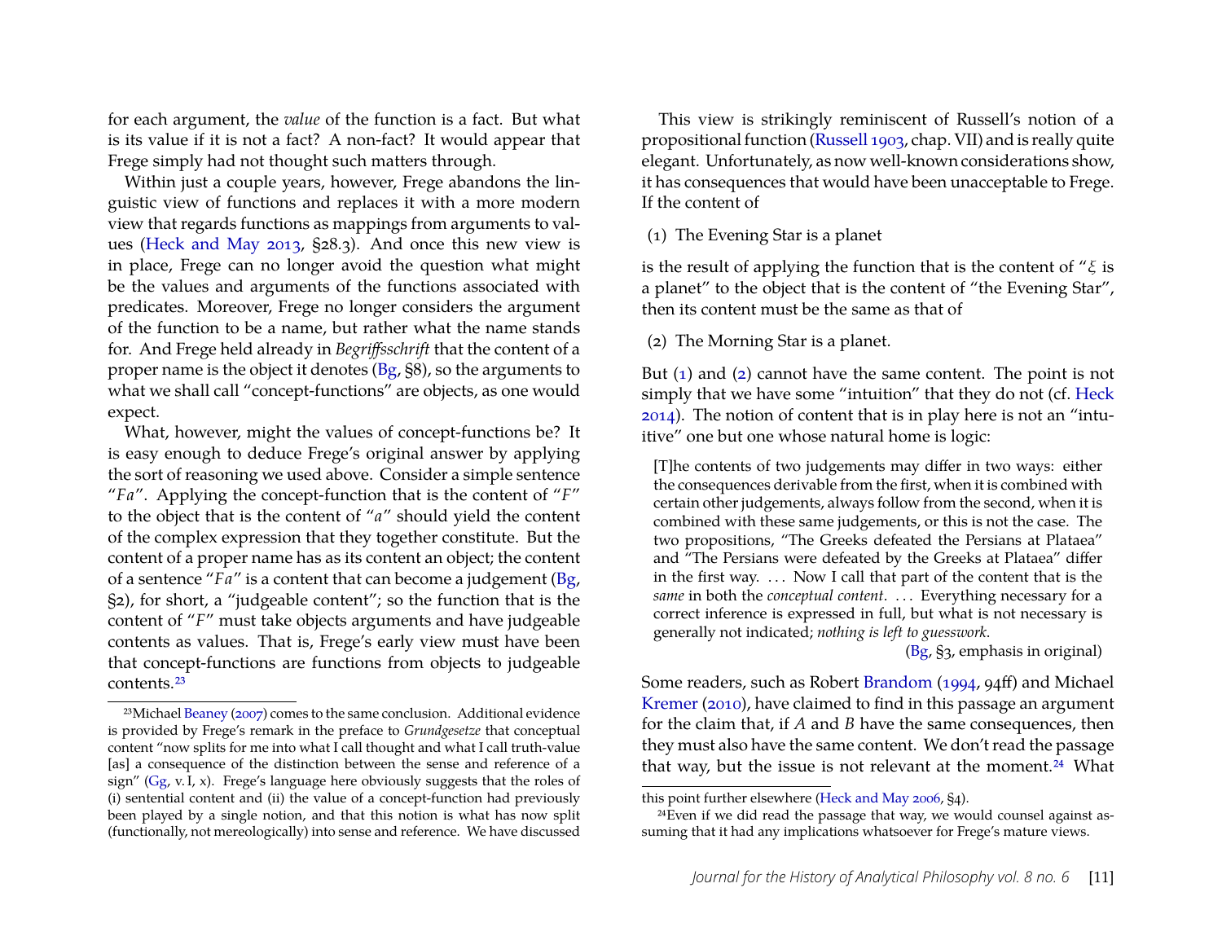for each argument, the *value* of the function is a fact. But what is its value if it is not a fact? A non-fact? It would appear that Frege simply had not thought such matters through.

Within just a couple years, however, Frege abandons the linguistic view of functions and replaces it with a more modern view that regards functions as mappings from arguments to values (Heck and May 2013, §28.3). And once this new view is in place, Frege can no longer avoid the question what might be the values and arguments of the functions associated with predicates. Moreover, Frege no longer considers the argument of the function to be a name, but rather what the name stands for. And Frege held already in *Begriffsschrift* that the content of a proper name is the object it denotes (Bg, §8), so the arguments to what we shall call "concept-functions" are objects, as one would expect.

What, however, might the values of concept-functions be? It is easy enough to deduce Frege's original answer by applying the sort of reasoning we used above. Consider a simple sentence "*Fa*". Applying the concept-function that is the content of "*F*" to the object that is the content of "*a*" should yield the content of the complex expression that they together constitute. But the content of a proper name has as its content an object; the content of a sentence "*Fa*" is a content that can become a judgement (Bg, §2), for short, a "judgeable content"; so the function that is the content of "*F*" must take objects arguments and have judgeable contents as values. That is, Frege's early view must have been that concept-functions are functions from objects to judgeable contents.[23]

[23] Michael Beaney (2007) comes to the same conclusion. Additional evidence is provided by Frege's remark in the preface to *Grundgesetze* that conceptual content "now splits for me into what I call thought and what I call truth-value [as] a consequence of the distinction between the sense and reference of a sign" (Gg, v. I, x). Frege's language here obviously suggests that the roles of (i) sentential content and (ii) the value of a concept-function had previously been played by a single notion, and that this notion is what has now split (functionally, not mereologically) into sense and reference. We have discussed this point further elsewhere (Heck and May 2006, §4).

This view is strikingly reminiscent of Russell's notion of a propositional function (Russell 1903, chap. VII) and is really quite elegant. Unfortunately, as now well-known considerations show, it has consequences that would have been unacceptable to Frege. If the content of

(1) The Evening Star is a planet

is the result of applying the function that is the content of "$\xi$ is a planet" to the object that is the content of "the Evening Star", then its content must be the same as that of

(2) The Morning Star is a planet.

But (1) and (2) cannot have the same content. The point is not simply that we have some "intuition" that they do not (cf. Heck 2014). The notion of content that is in play here is not an "intuitive" one but one whose natural home is logic:

> [T]he contents of two judgements may differ in two ways: either the consequences derivable from the first, when it is combined with certain other judgements, always follow from the second, when it is combined with these same judgements, or this is not the case. The two propositions, "The Greeks defeated the Persians at Plataea" and "The Persians were defeated by the Greeks at Plataea" differ in the first way. ... Now I call that part of the content that is the *same* in both the *conceptual content*. ... Everything necessary for a correct inference is expressed in full, but what is not necessary is generally not indicated; *nothing is left to guesswork*.
>
> (Bg, §3, emphasis in original)

Some readers, such as Robert Brandom (1994, 94ff) and Michael Kremer (2010), have claimed to find in this passage an argument for the claim that, if *A* and *B* have the same consequences, then they must also have the same content. We don't read the passage that way, but the issue is not relevant at the moment.[24] What

[24] Even if we did read the passage that way, we would counsel against assuming that it had any implications whatsoever for Frege's mature views.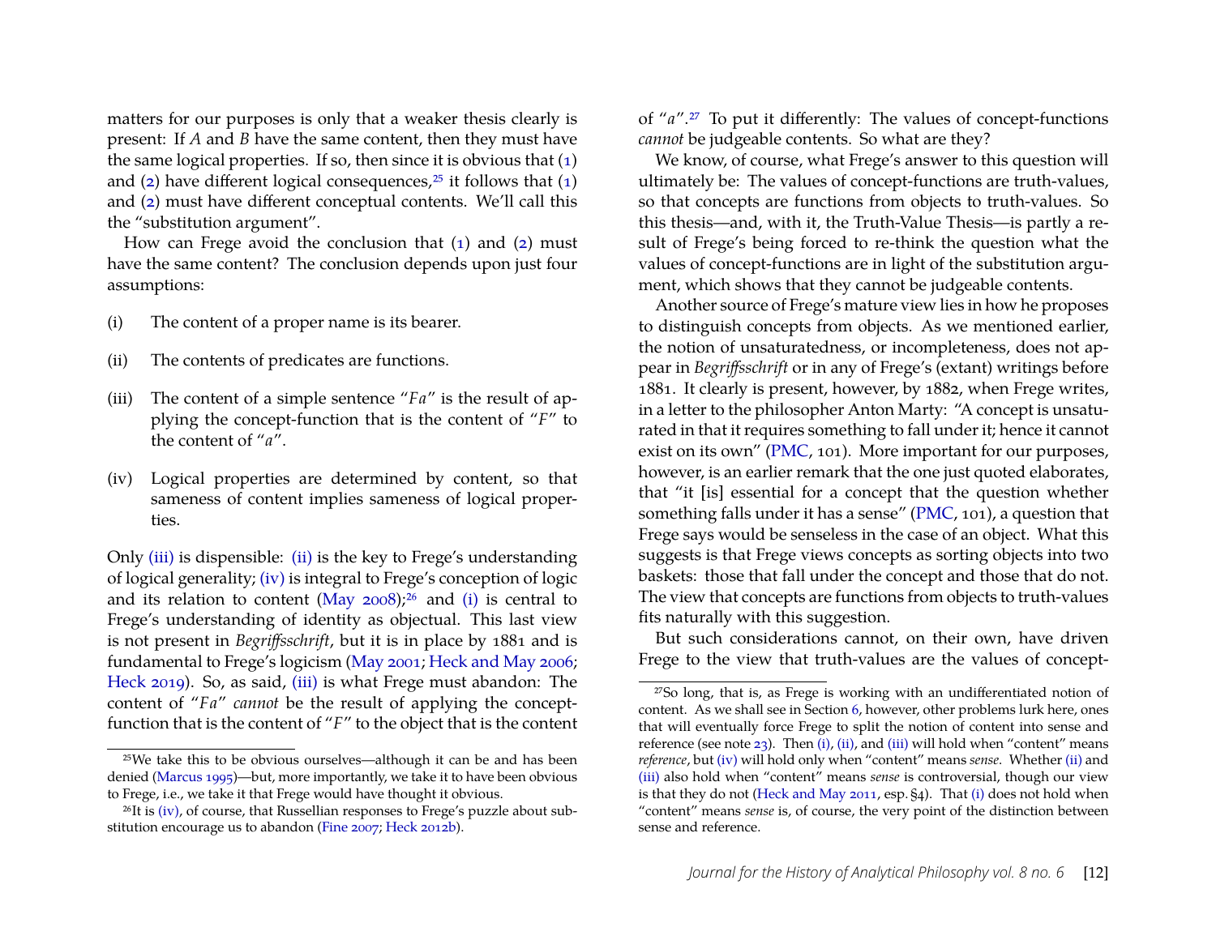matters for our purposes is only that a weaker thesis clearly is present: If *A* and *B* have the same content, then they must have the same logical properties. If so, then since it is obvious that (1) and (2) have different logical consequences,[25] it follows that (1) and (2) must have different conceptual contents. We'll call this the "substitution argument".

How can Frege avoid the conclusion that (1) and (2) must have the same content? The conclusion depends upon just four assumptions:

(i) The content of a proper name is its bearer.

(ii) The contents of predicates are functions.

(iii) The content of a simple sentence "*Fa*" is the result of applying the concept-function that is the content of "*F*" to the content of "*a*".

(iv) Logical properties are determined by content, so that sameness of content implies sameness of logical properties.

Only (iii) is dispensible: (ii) is the key to Frege's understanding of logical generality; (iv) is integral to Frege's conception of logic and its relation to content (May 2008);[26] and (i) is central to Frege's understanding of identity as objectual. This last view is not present in *Begriffsschrift*, but it is in place by 1881 and is fundamental to Frege's logicism (May 2001; Heck and May 2006; Heck 2019). So, as said, (iii) is what Frege must abandon: The content of "*Fa*" *cannot* be the result of applying the concept-function that is the content of "*F*" to the object that is the content of "*a*".[27] To put it differently: The values of concept-functions *cannot* be judgeable contents. So what are they?

We know, of course, what Frege's answer to this question will ultimately be: The values of concept-functions are truth-values, so that concepts are functions from objects to truth-values. So this thesis—and, with it, the Truth-Value Thesis—is partly a result of Frege's being forced to re-think the question what the values of concept-functions are in light of the substitution argument, which shows that they cannot be judgeable contents.

Another source of Frege's mature view lies in how he proposes to distinguish concepts from objects. As we mentioned earlier, the notion of unsaturatedness, or incompleteness, does not appear in *Begriffsschrift* or in any of Frege's (extant) writings before 1881. It clearly is present, however, by 1882, when Frege writes, in a letter to the philosopher Anton Marty: "A concept is unsaturated in that it requires something to fall under it; hence it cannot exist on its own" (PMC, 101). More important for our purposes, however, is an earlier remark that the one just quoted elaborates, that "it [is] essential for a concept that the question whether something falls under it has a sense" (PMC, 101), a question that Frege says would be senseless in the case of an object. What this suggests is that Frege views concepts as sorting objects into two baskets: those that fall under the concept and those that do not. The view that concepts are functions from objects to truth-values fits naturally with this suggestion.

But such considerations cannot, on their own, have driven Frege to the view that truth-values are the values of concept-

[25] We take this to be obvious ourselves—although it can be and has been denied (Marcus 1995)—but, more importantly, we take it to have been obvious to Frege, i.e., we take it that Frege would have thought it obvious.

[26] It is (iv), of course, that Russellian responses to Frege's puzzle about substitution encourage us to abandon (Fine 2007; Heck 2012b).

[27] So long, that is, as Frege is working with an undifferentiated notion of content. As we shall see in Section 6, however, other problems lurk here, ones that will eventually force Frege to split the notion of content into sense and reference (see note 23). Then (i), (ii), and (iii) will hold when "content" means *reference*, but (iv) will hold only when "content" means *sense*. Whether (ii) and (iii) also hold when "content" means *sense* is controversial, though our view is that they do not (Heck and May 2011, esp. §4). That (i) does not hold when "content" means *sense* is, of course, the very point of the distinction between sense and reference.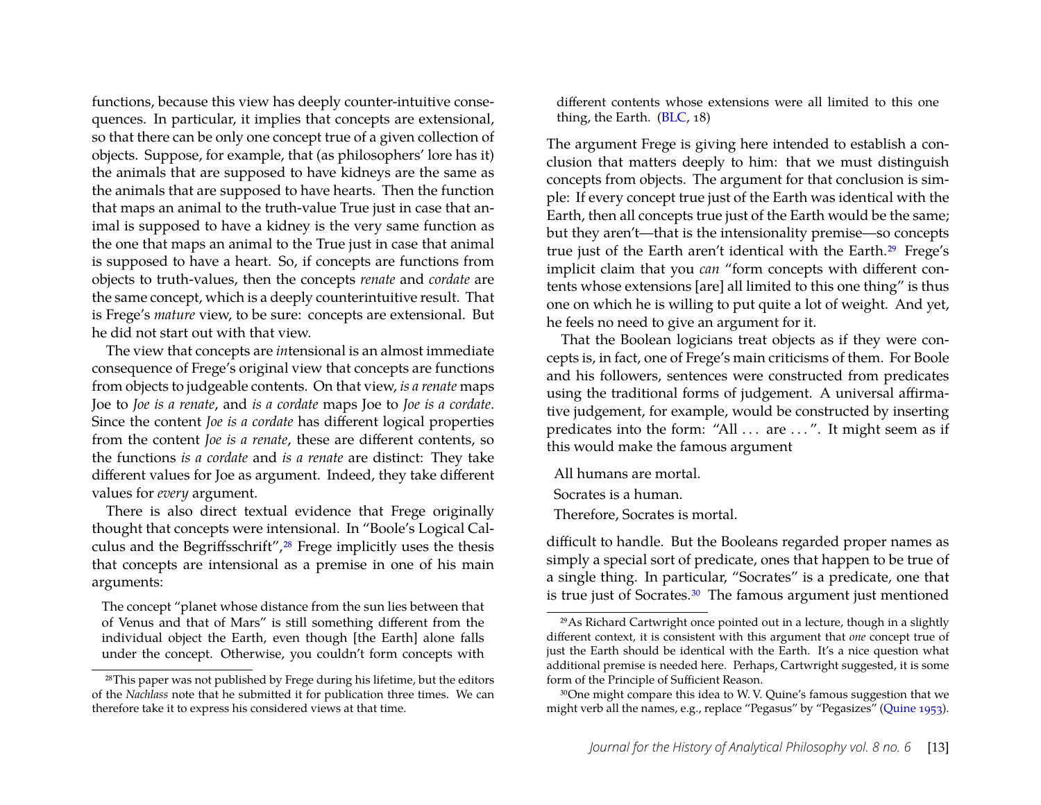functions, because this view has deeply counter-intuitive consequences. In particular, it implies that concepts are extensional, so that there can be only one concept true of a given collection of objects. Suppose, for example, that (as philosophers' lore has it) the animals that are supposed to have kidneys are the same as the animals that are supposed to have hearts. Then the function that maps an animal to the truth-value True just in case that animal is supposed to have a kidney is the very same function as the one that maps an animal to the True just in case that animal is supposed to have a heart. So, if concepts are functions from objects to truth-values, then the concepts *renate* and *cordate* are the same concept, which is a deeply counterintuitive result. That is Frege's *mature* view, to be sure: concepts are extensional. But he did not start out with that view.

The view that concepts are *in*tensional is an almost immediate consequence of Frege's original view that concepts are functions from objects to judgeable contents. On that view, *is a renate* maps Joe to *Joe is a renate*, and *is a cordate* maps Joe to *Joe is a cordate*. Since the content *Joe is a cordate* has different logical properties from the content *Joe is a renate*, these are different contents, so the functions *is a cordate* and *is a renate* are distinct: They take different values for Joe as argument. Indeed, they take different values for *every* argument.

There is also direct textual evidence that Frege originally thought that concepts were intensional. In "Boole's Logical Calculus and the Begriffsschrift",[28] Frege implicitly uses the thesis that concepts are intensional as a premise in one of his main arguments:

> The concept "planet whose distance from the sun lies between that of Venus and that of Mars" is still something different from the individual object the Earth, even though [the Earth] alone falls under the concept. Otherwise, you couldn't form concepts with different contents whose extensions were all limited to this one thing, the Earth. (BLC, 18)

The argument Frege is giving here intended to establish a conclusion that matters deeply to him: that we must distinguish concepts from objects. The argument for that conclusion is simple: If every concept true just of the Earth was identical with the Earth, then all concepts true just of the Earth would be the same; but they aren't—that is the intensionality premise—so concepts true just of the Earth aren't identical with the Earth.[29] Frege's implicit claim that you *can* "form concepts with different contents whose extensions [are] all limited to this one thing" is thus one on which he is willing to put quite a lot of weight. And yet, he feels no need to give an argument for it.

That the Boolean logicians treat objects as if they were concepts is, in fact, one of Frege's main criticisms of them. For Boole and his followers, sentences were constructed from predicates using the traditional forms of judgement. A universal affirmative judgement, for example, would be constructed by inserting predicates into the form: "All . . . are . . . ". It might seem as if this would make the famous argument

> All humans are mortal.
>
> Socrates is a human.
>
> Therefore, Socrates is mortal.

difficult to handle. But the Booleans regarded proper names as simply a special sort of predicate, ones that happen to be true of a single thing. In particular, "Socrates" is a predicate, one that is true just of Socrates.[30] The famous argument just mentioned

---

[28] This paper was not published by Frege during his lifetime, but the editors of the *Nachlass* note that he submitted it for publication three times. We can therefore take it to express his considered views at that time.

[29] As Richard Cartwright once pointed out in a lecture, though in a slightly different context, it is consistent with this argument that *one* concept true of just the Earth should be identical with the Earth. It's a nice question what additional premise is needed here. Perhaps, Cartwright suggested, it is some form of the Principle of Sufficient Reason.

[30] One might compare this idea to W. V. Quine's famous suggestion that we might verb all the names, e.g., replace "Pegasus" by "Pegasizes" (Quine 1953).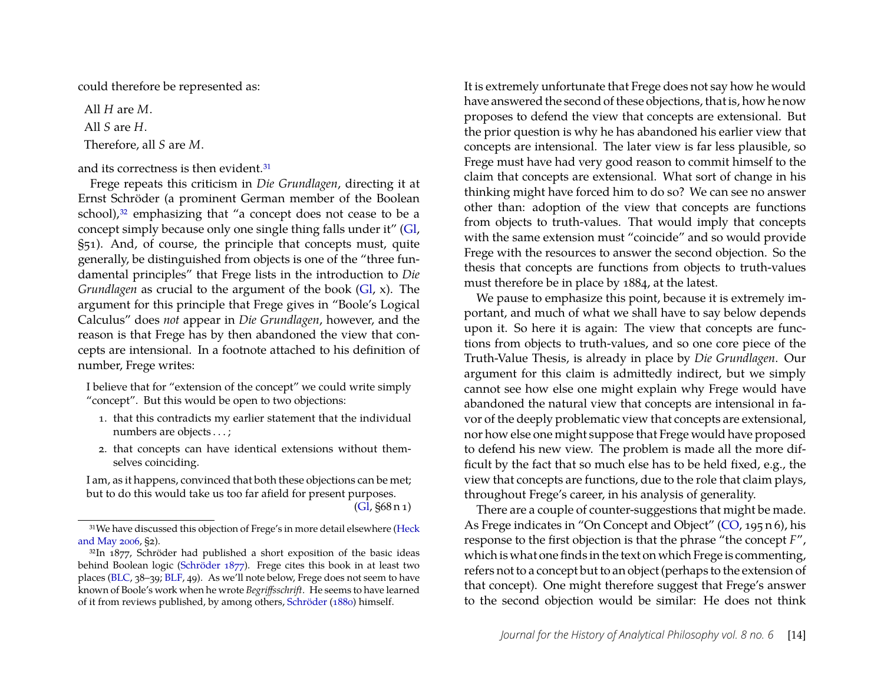could therefore be represented as:

All *H* are *M*.
All *S* are *H*.
Therefore, all *S* are *M*.

and its correctness is then evident.[31]

Frege repeats this criticism in *Die Grundlagen*, directing it at Ernst Schröder (a prominent German member of the Boolean school),[32] emphasizing that "a concept does not cease to be a concept simply because only one single thing falls under it" (Gl, §51). And, of course, the principle that concepts must, quite generally, be distinguished from objects is one of the "three fundamental principles" that Frege lists in the introduction to *Die Grundlagen* as crucial to the argument of the book (Gl, x). The argument for this principle that Frege gives in "Boole's Logical Calculus" does *not* appear in *Die Grundlagen*, however, and the reason is that Frege has by then abandoned the view that concepts are intensional. In a footnote attached to his definition of number, Frege writes:

> I believe that for "extension of the concept" we could write simply "concept". But this would be open to two objections:
>
> 1. that this contradicts my earlier statement that the individual numbers are objects . . . ;
> 2. that concepts can have identical extensions without themselves coinciding.
>
> I am, as it happens, convinced that both these objections can be met; but to do this would take us too far afield for present purposes. (Gl, §68 n 1)

It is extremely unfortunate that Frege does not say how he would have answered the second of these objections, that is, how he now proposes to defend the view that concepts are extensional. But the prior question is why he has abandoned his earlier view that concepts are intensional. The later view is far less plausible, so Frege must have had very good reason to commit himself to the claim that concepts are extensional. What sort of change in his thinking might have forced him to do so? We can see no answer other than: adoption of the view that concepts are functions from objects to truth-values. That would imply that concepts with the same extension must "coincide" and so would provide Frege with the resources to answer the second objection. So the thesis that concepts are functions from objects to truth-values must therefore be in place by 1884, at the latest.

We pause to emphasize this point, because it is extremely important, and much of what we shall have to say below depends upon it. So here it is again: The view that concepts are functions from objects to truth-values, and so one core piece of the Truth-Value Thesis, is already in place by *Die Grundlagen*. Our argument for this claim is admittedly indirect, but we simply cannot see how else one might explain why Frege would have abandoned the natural view that concepts are intensional in favor of the deeply problematic view that concepts are extensional, nor how else one might suppose that Frege would have proposed to defend his new view. The problem is made all the more difficult by the fact that so much else has to be held fixed, e.g., the view that concepts are functions, due to the role that claim plays, throughout Frege's career, in his analysis of generality.

There are a couple of counter-suggestions that might be made. As Frege indicates in "On Concept and Object" (CO, 195 n 6), his response to the first objection is that the phrase "the concept *F*", which is what one finds in the text on which Frege is commenting, refers not to a concept but to an object (perhaps to the extension of that concept). One might therefore suggest that Frege's answer to the second objection would be similar: He does not think

---

[31] We have discussed this objection of Frege's in more detail elsewhere (Heck and May 2006, §2).

[32] In 1877, Schröder had published a short exposition of the basic ideas behind Boolean logic (Schröder 1877). Frege cites this book in at least two places (BLC, 38–39; BLF, 49). As we'll note below, Frege does not seem to have known of Boole's work when he wrote *Begriffsschrift*. He seems to have learned of it from reviews published, by among others, Schröder (1880) himself.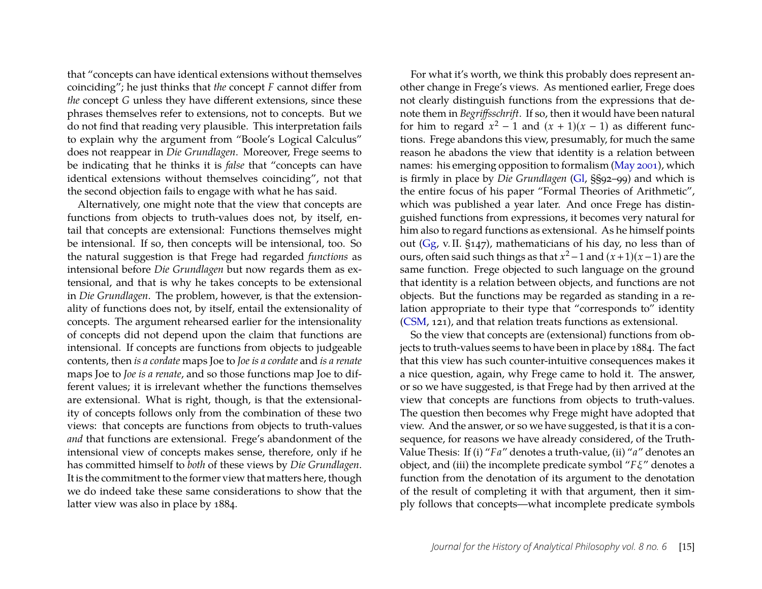that "concepts can have identical extensions without themselves coinciding"; he just thinks that *the* concept $F$ cannot differ from *the* concept $G$ unless they have different extensions, since these phrases themselves refer to extensions, not to concepts. But we do not find that reading very plausible. This interpretation fails to explain why the argument from "Boole's Logical Calculus" does not reappear in *Die Grundlagen*. Moreover, Frege seems to be indicating that he thinks it is *false* that "concepts can have identical extensions without themselves coinciding", not that the second objection fails to engage with what he has said.

Alternatively, one might note that the view that concepts are functions from objects to truth-values does not, by itself, entail that concepts are extensional: Functions themselves might be intensional. If so, then concepts will be intensional, too. So the natural suggestion is that Frege had regarded *functions* as intensional before *Die Grundlagen* but now regards them as extensional, and that is why he takes concepts to be extensional in *Die Grundlagen*. The problem, however, is that the extensionality of functions does not, by itself, entail the extensionality of concepts. The argument rehearsed earlier for the intensionality of concepts did not depend upon the claim that functions are intensional. If concepts are functions from objects to judgeable contents, then *is a cordate* maps Joe to *Joe is a cordate* and *is a renate* maps Joe to *Joe is a renate*, and so those functions map Joe to different values; it is irrelevant whether the functions themselves are extensional. What is right, though, is that the extensionality of concepts follows only from the combination of these two views: that concepts are functions from objects to truth-values *and* that functions are extensional. Frege's abandonment of the intensional view of concepts makes sense, therefore, only if he has committed himself to *both* of these views by *Die Grundlagen*. It is the commitment to the former view that matters here, though we do indeed take these same considerations to show that the latter view was also in place by 1884.

For what it's worth, we think this probably does represent another change in Frege's views. As mentioned earlier, Frege does not clearly distinguish functions from the expressions that denote them in *Begriffsschrift*. If so, then it would have been natural for him to regard $x^2 - 1$ and $(x+1)(x-1)$ as different functions. Frege abandons this view, presumably, for much the same reason he abadons the view that identity is a relation between names: his emerging opposition to formalism (May 2001), which is firmly in place by *Die Grundlagen* (Gl, §§92–99) and which is the entire focus of his paper "Formal Theories of Arithmetic", which was published a year later. And once Frege has distinguished functions from expressions, it becomes very natural for him also to regard functions as extensional. As he himself points out (Gg, v. II. §147), mathematicians of his day, no less than of ours, often said such things as that $x^2-1$ and $(x+1)(x-1)$ are the same function. Frege objected to such language on the ground that identity is a relation between objects, and functions are not objects. But the functions may be regarded as standing in a relation appropriate to their type that "corresponds to" identity (CSM, 121), and that relation treats functions as extensional.

So the view that concepts are (extensional) functions from objects to truth-values seems to have been in place by 1884. The fact that this view has such counter-intuitive consequences makes it a nice question, again, why Frege came to hold it. The answer, or so we have suggested, is that Frege had by then arrived at the view that concepts are functions from objects to truth-values. The question then becomes why Frege might have adopted that view. And the answer, or so we have suggested, is that it is a consequence, for reasons we have already considered, of the Truth-Value Thesis: If (i) "$Fa$" denotes a truth-value, (ii) "$a$" denotes an object, and (iii) the incomplete predicate symbol "$F\xi$" denotes a function from the denotation of its argument to the denotation of the result of completing it with that argument, then it simply follows that concepts—what incomplete predicate symbols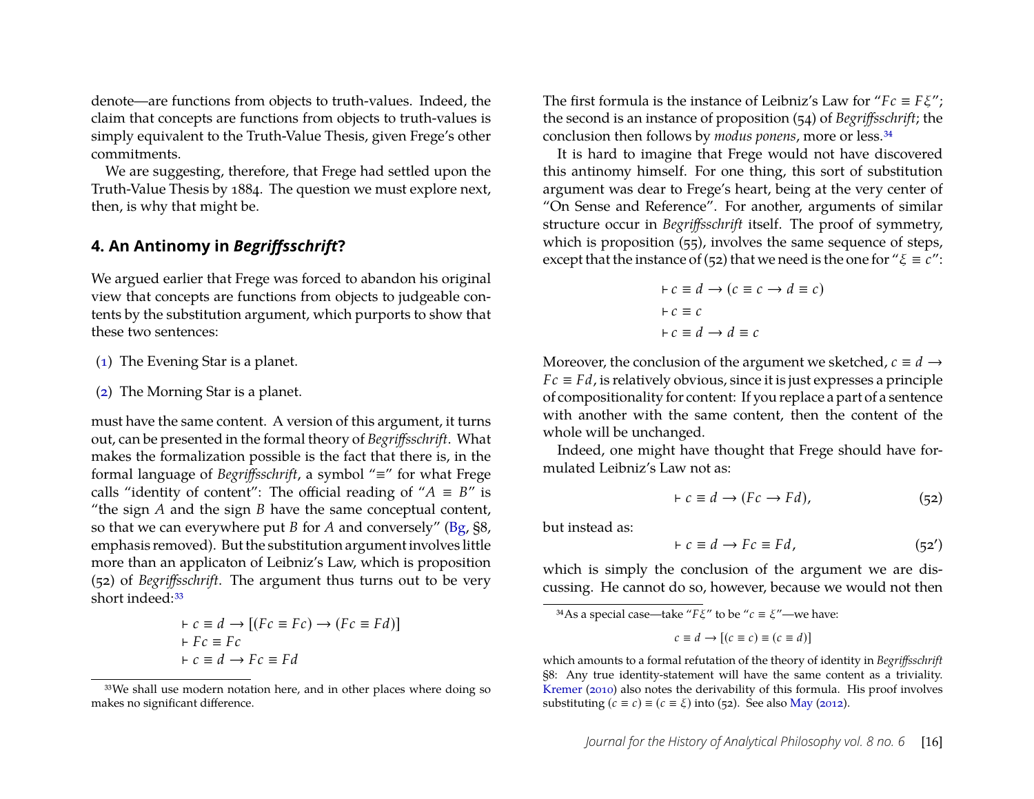denote—are functions from objects to truth-values. Indeed, the claim that concepts are functions from objects to truth-values is simply equivalent to the Truth-Value Thesis, given Frege's other commitments.

We are suggesting, therefore, that Frege had settled upon the Truth-Value Thesis by 1884. The question we must explore next, then, is why that might be.

## 4. An Antinomy in *Begriffsschrift*?

We argued earlier that Frege was forced to abandon his original view that concepts are functions from objects to judgeable contents by the substitution argument, which purports to show that these two sentences:

(1) The Evening Star is a planet.

(2) The Morning Star is a planet.

must have the same content. A version of this argument, it turns out, can be presented in the formal theory of *Begriffsschrift*. What makes the formalization possible is the fact that there is, in the formal language of *Begriffsschrift*, a symbol "≡" for what Frege calls "identity of content": The official reading of "$A \equiv B$" is "the sign $A$ and the sign $B$ have the same conceptual content, so that we can everywhere put $B$ for $A$ and conversely" (Bg, §8, emphasis removed). But the substitution argument involves little more than an applicaton of Leibniz's Law, which is proposition (52) of *Begriffsschrift*. The argument thus turns out to be very short indeed:[33]

$$\vdash c \equiv d \rightarrow [(Fc \equiv Fc) \rightarrow (Fc \equiv Fd)]$$
$$\vdash Fc \equiv Fc$$
$$\vdash c \equiv d \rightarrow Fc \equiv Fd$$

The first formula is the instance of Leibniz's Law for "$Fc \equiv F\xi$"; the second is an instance of proposition (54) of *Begriffsschrift*; the conclusion then follows by *modus ponens*, more or less.[34]

It is hard to imagine that Frege would not have discovered this antinomy himself. For one thing, this sort of substitution argument was dear to Frege's heart, being at the very center of "On Sense and Reference". For another, arguments of similar structure occur in *Begriffsschrift* itself. The proof of symmetry, which is proposition (55), involves the same sequence of steps, except that the instance of (52) that we need is the one for "$\xi \equiv c$":

$$\vdash c \equiv d \rightarrow (c \equiv c \rightarrow d \equiv c)$$
$$\vdash c \equiv c$$
$$\vdash c \equiv d \rightarrow d \equiv c$$

Moreover, the conclusion of the argument we sketched, $c \equiv d \rightarrow Fc \equiv Fd$, is relatively obvious, since it is just expresses a principle of compositionality for content: If you replace a part of a sentence with another with the same content, then the content of the whole will be unchanged.

Indeed, one might have thought that Frege should have formulated Leibniz's Law not as:

$$\vdash c \equiv d \rightarrow (Fc \rightarrow Fd), \tag{52}$$

but instead as:

$$\vdash c \equiv d \rightarrow Fc \equiv Fd, \tag{52'}$$

which is simply the conclusion of the argument we are discussing. He cannot do so, however, because we would not then

[33] We shall use modern notation here, and in other places where doing so makes no significant difference.

[34] As a special case—take "$F\xi$" to be "$c \equiv \xi$"—we have:

$$c \equiv d \rightarrow [(c \equiv c) \equiv (c \equiv d)]$$

which amounts to a formal refutation of the theory of identity in *Begriffsschrift* §8: Any true identity-statement will have the same content as a triviality. Kremer (2010) also notes the derivability of this formula. His proof involves substituting $(c \equiv c) \equiv (c \equiv \xi)$ into (52). See also May (2012).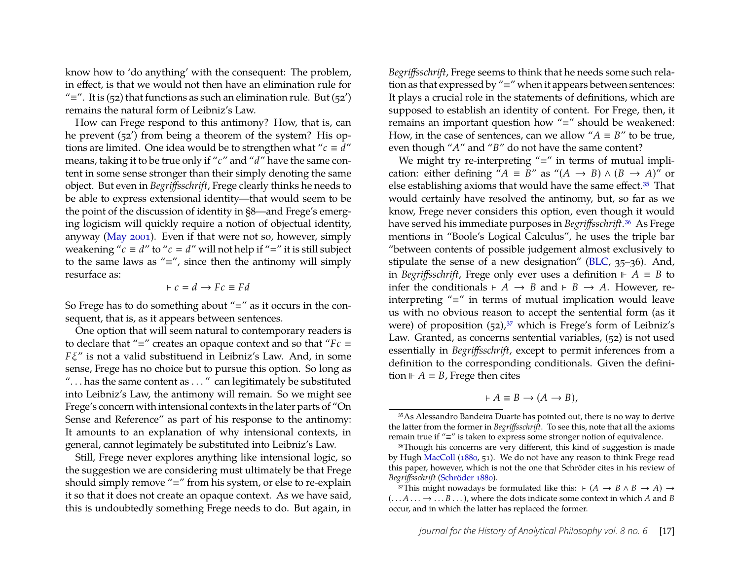know how to 'do anything' with the consequent: The problem, in effect, is that we would not then have an elimination rule for "≡". It is (52) that functions as such an elimination rule. But (52′) remains the natural form of Leibniz's Law.

How can Frege respond to this antimony? How, that is, can he prevent (52′) from being a theorem of the system? His options are limited. One idea would be to strengthen what "$c \equiv d$" means, taking it to be true only if "$c$" and "$d$" have the same content in some sense stronger than their simply denoting the same object. But even in *Begriffsschrift*, Frege clearly thinks he needs to be able to express extensional identity—that would seem to be the point of the discussion of identity in §8—and Frege's emerging logicism will quickly require a notion of objectual identity, anyway (May 2001). Even if that were not so, however, simply weakening "$c \equiv d$" to "$c = d$" will not help if "=" it is still subject to the same laws as "≡", since then the antinomy will simply resurface as:

$$\vdash c = d \rightarrow Fc \equiv Fd$$

So Frege has to do something about "≡" as it occurs in the consequent, that is, as it appears between sentences.

One option that will seem natural to contemporary readers is to declare that "≡" creates an opaque context and so that "$Fc \equiv F\xi$" is not a valid substituend in Leibniz's Law. And, in some sense, Frege has no choice but to pursue this option. So long as "... has the same content as ..." can legitimately be substituted into Leibniz's Law, the antimony will remain. So we might see Frege's concern with intensional contexts in the later parts of "On Sense and Reference" as part of his response to the antinomy: It amounts to an explanation of why intensional contexts, in general, cannot legimately be substituted into Leibniz's Law.

Still, Frege never explores anything like intensional logic, so the suggestion we are considering must ultimately be that Frege should simply remove "≡" from his system, or else to re-explain it so that it does not create an opaque context. As we have said, this is undoubtedly something Frege needs to do. But again, in *Begriffsschrift*, Frege seems to think that he needs some such relation as that expressed by "≡" when it appears between sentences: It plays a crucial role in the statements of definitions, which are supposed to establish an identity of content. For Frege, then, it remains an important question how "≡" should be weakened: How, in the case of sentences, can we allow "$A \equiv B$" to be true, even though "$A$" and "$B$" do not have the same content?

We might try re-interpreting "≡" in terms of mutual implication: either defining "$A \equiv B$" as "$(A \rightarrow B) \wedge (B \rightarrow A)$" or else establishing axioms that would have the same effect.[35] That would certainly have resolved the antinomy, but, so far as we know, Frege never considers this option, even though it would have served his immediate purposes in *Begriffsschrift*.[36] As Frege mentions in "Boole's Logical Calculus", he uses the triple bar "between contents of possible judgement almost exclusively to stipulate the sense of a new designation" (BLC, 35–36). And, in *Begriffsschrift*, Frege only ever uses a definition $\Vdash A \equiv B$ to infer the conditionals $\vdash A \rightarrow B$ and $\vdash B \rightarrow A$. However, re-interpreting "≡" in terms of mutual implication would leave us with no obvious reason to accept the sentential form (as it were) of proposition (52),[37] which is Frege's form of Leibniz's Law. Granted, as concerns sentential variables, (52) is not used essentially in *Begriffsschrift*, except to permit inferences from a definition to the corresponding conditionals. Given the definition $\Vdash A \equiv B$, Frege then cites

$$\vdash A \equiv B \rightarrow (A \rightarrow B),$$

---

[35] As Alessandro Bandeira Duarte has pointed out, there is no way to derive the latter from the former in *Begriffsschrift*. To see this, note that all the axioms remain true if "≡" is taken to express some stronger notion of equivalence.

[36] Though his concerns are very different, this kind of suggestion is made by Hugh MacColl (1880, 51). We do not have any reason to think Frege read this paper, however, which is not the one that Schröder cites in his review of *Begriffsschrift* (Schröder 1880).

[37] This might nowadays be formulated like this: $\vdash (A \rightarrow B \wedge B \rightarrow A) \rightarrow (\ldots A \ldots \rightarrow \ldots B \ldots)$, where the dots indicate some context in which $A$ and $B$ occur, and in which the latter has replaced the former.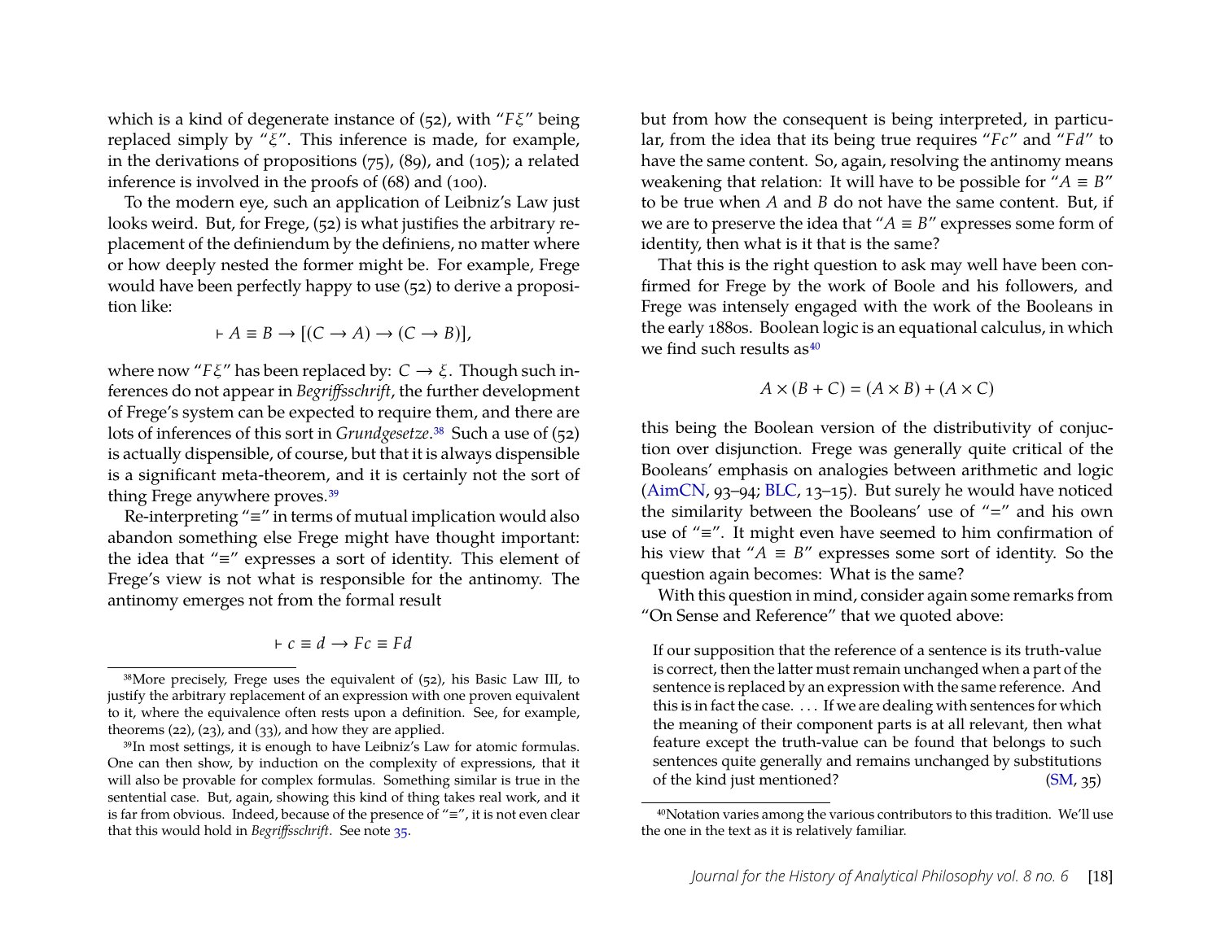which is a kind of degenerate instance of (52), with "$F\xi$" being replaced simply by "$\xi$". This inference is made, for example, in the derivations of propositions (75), (89), and (105); a related inference is involved in the proofs of (68) and (100).

To the modern eye, such an application of Leibniz's Law just looks weird. But, for Frege, (52) is what justifies the arbitrary replacement of the definiendum by the definiens, no matter where or how deeply nested the former might be. For example, Frege would have been perfectly happy to use (52) to derive a proposition like:

$$\vdash A \equiv B \rightarrow [(C \rightarrow A) \rightarrow (C \rightarrow B)],$$

where now "$F\xi$" has been replaced by: $C \rightarrow \xi$. Though such inferences do not appear in *Begriffsschrift*, the further development of Frege's system can be expected to require them, and there are lots of inferences of this sort in *Grundgesetze*.[38] Such a use of (52) is actually dispensible, of course, but that it is always dispensible is a significant meta-theorem, and it is certainly not the sort of thing Frege anywhere proves.[39]

Re-interpreting "≡" in terms of mutual implication would also abandon something else Frege might have thought important: the idea that "≡" expresses a sort of identity. This element of Frege's view is not what is responsible for the antinomy. The antinomy emerges not from the formal result

$$\vdash c \equiv d \rightarrow Fc \equiv Fd$$

but from how the consequent is being interpreted, in particular, from the idea that its being true requires "$Fc$" and "$Fd$" to have the same content. So, again, resolving the antinomy means weakening that relation: It will have to be possible for "$A \equiv B$" to be true when $A$ and $B$ do not have the same content. But, if we are to preserve the idea that "$A \equiv B$" expresses some form of identity, then what is it that is the same?

That this is the right question to ask may well have been confirmed for Frege by the work of Boole and his followers, and Frege was intensely engaged with the work of the Booleans in the early 1880s. Boolean logic is an equational calculus, in which we find such results as[40]

$$A \times (B + C) = (A \times B) + (A \times C)$$

this being the Boolean version of the distributivity of conjuction over disjunction. Frege was generally quite critical of the Booleans' emphasis on analogies between arithmetic and logic (AimCN, 93–94; BLC, 13–15). But surely he would have noticed the similarity between the Booleans' use of "=" and his own use of "≡". It might even have seemed to him confirmation of his view that "$A \equiv B$" expresses some sort of identity. So the question again becomes: What is the same?

With this question in mind, consider again some remarks from "On Sense and Reference" that we quoted above:

> If our supposition that the reference of a sentence is its truth-value is correct, then the latter must remain unchanged when a part of the sentence is replaced by an expression with the same reference. And this is in fact the case. . . . If we are dealing with sentences for which the meaning of their component parts is at all relevant, then what feature except the truth-value can be found that belongs to such sentences quite generally and remains unchanged by substitutions of the kind just mentioned? (SM, 35)

---

[38] More precisely, Frege uses the equivalent of (52), his Basic Law III, to justify the arbitrary replacement of an expression with one proven equivalent to it, where the equivalence often rests upon a definition. See, for example, theorems (22), (23), and (33), and how they are applied.

[39] In most settings, it is enough to have Leibniz's Law for atomic formulas. One can then show, by induction on the complexity of expressions, that it will also be provable for complex formulas. Something similar is true in the sentential case. But, again, showing this kind of thing takes real work, and it is far from obvious. Indeed, because of the presence of "≡", it is not even clear that this would hold in *Begriffsschrift*. See note 35.

[40] Notation varies among the various contributors to this tradition. We'll use the one in the text as it is relatively familiar.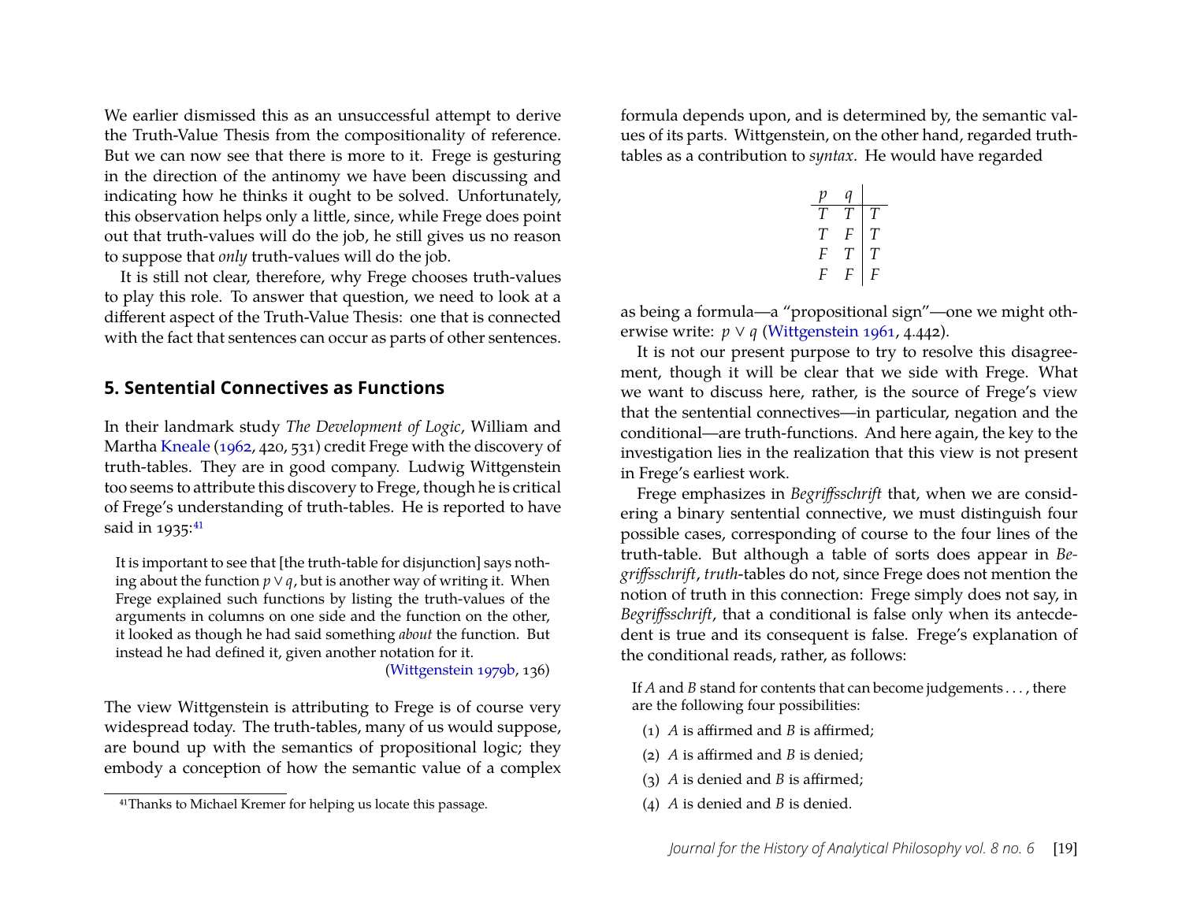We earlier dismissed this as an unsuccessful attempt to derive the Truth-Value Thesis from the compositionality of reference. But we can now see that there is more to it. Frege is gesturing in the direction of the antinomy we have been discussing and indicating how he thinks it ought to be solved. Unfortunately, this observation helps only a little, since, while Frege does point out that truth-values will do the job, he still gives us no reason to suppose that *only* truth-values will do the job.

It is still not clear, therefore, why Frege chooses truth-values to play this role. To answer that question, we need to look at a different aspect of the Truth-Value Thesis: one that is connected with the fact that sentences can occur as parts of other sentences.

## 5. Sentential Connectives as Functions

In their landmark study *The Development of Logic*, William and Martha Kneale (1962, 420, 531) credit Frege with the discovery of truth-tables. They are in good company. Ludwig Wittgenstein too seems to attribute this discovery to Frege, though he is critical of Frege's understanding of truth-tables. He is reported to have said in 1935:[41]

> It is important to see that [the truth-table for disjunction] says nothing about the function $p \vee q$, but is another way of writing it. When Frege explained such functions by listing the truth-values of the arguments in columns on one side and the function on the other, it looked as though he had said something *about* the function. But instead he had defined it, given another notation for it.
>
> (Wittgenstein 1979b, 136)

The view Wittgenstein is attributing to Frege is of course very widespread today. The truth-tables, many of us would suppose, are bound up with the semantics of propositional logic; they embody a conception of how the semantic value of a complex formula depends upon, and is determined by, the semantic values of its parts. Wittgenstein, on the other hand, regarded truth-tables as a contribution to *syntax*. He would have regarded

| $p$ | $q$ | |
|---|---|---|
| $T$ | $T$ | $T$ |
| $T$ | $F$ | $T$ |
| $F$ | $T$ | $T$ |
| $F$ | $F$ | $F$ |

as being a formula—a "propositional sign"—one we might otherwise write: $p \vee q$ (Wittgenstein 1961, 4.442).

It is not our present purpose to try to resolve this disagreement, though it will be clear that we side with Frege. What we want to discuss here, rather, is the source of Frege's view that the sentential connectives—in particular, negation and the conditional—are truth-functions. And here again, the key to the investigation lies in the realization that this view is not present in Frege's earliest work.

Frege emphasizes in *Begriffsschrift* that, when we are considering a binary sentential connective, we must distinguish four possible cases, corresponding of course to the four lines of the truth-table. But although a table of sorts does appear in *Begriffsschrift*, *truth*-tables do not, since Frege does not mention the notion of truth in this connection: Frege simply does not say, in *Begriffsschrift*, that a conditional is false only when its antecdedent is true and its consequent is false. Frege's explanation of the conditional reads, rather, as follows:

> If $A$ and $B$ stand for contents that can become judgements . . . , there are the following four possibilities:
>
> (1) $A$ is affirmed and $B$ is affirmed;
>
> (2) $A$ is affirmed and $B$ is denied;
>
> (3) $A$ is denied and $B$ is affirmed;
>
> (4) $A$ is denied and $B$ is denied.

[41] Thanks to Michael Kremer for helping us locate this passage.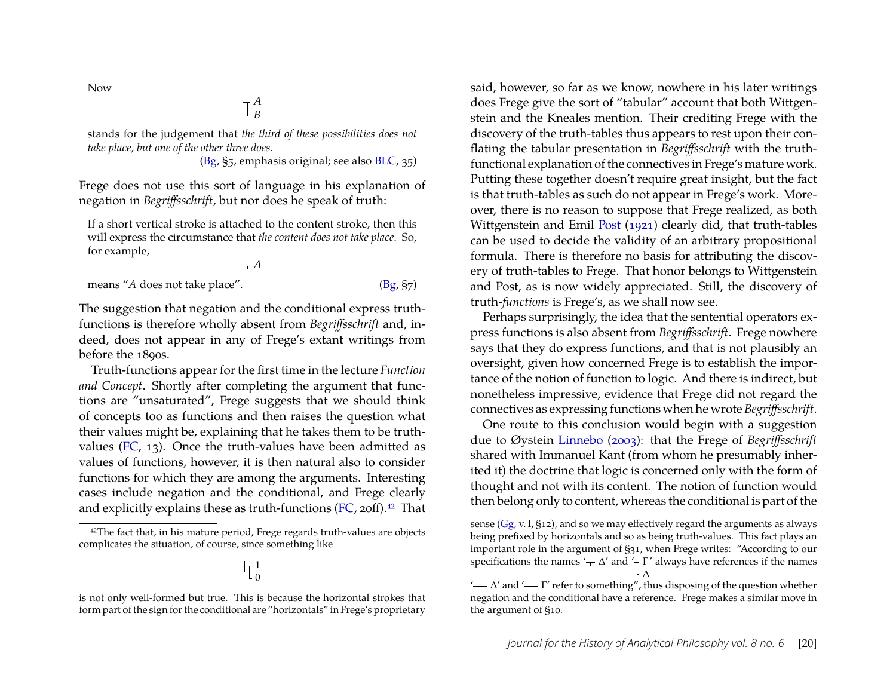Now

$$\vdash\!\!\!\!\!\!\!\!\;\;\;\begin{array}{l} A \\ B \end{array}$$

stands for the judgement that *the third of these possibilities does not take place, but one of the other three does*.

(Bg, §5, emphasis original; see also BLC, 35)

Frege does not use this sort of language in his explanation of negation in *Begriffsschrift*, but nor does he speak of truth:

> If a short vertical stroke is attached to the content stroke, then this will express the circumstance that *the content does not take place*. So, for example,
>
> $$\vdash\!\!\!\!\!\top A$$
>
> means "*A* does not take place". (Bg, §7)

The suggestion that negation and the conditional express truth-functions is therefore wholly absent from *Begriffsschrift* and, indeed, does not appear in any of Frege's extant writings from before the 1890s.

Truth-functions appear for the first time in the lecture *Function and Concept*. Shortly after completing the argument that functions are "unsaturated", Frege suggests that we should think of concepts too as functions and then raises the question what their values might be, explaining that he takes them to be truth-values (FC, 13). Once the truth-values have been admitted as values of functions, however, it is then natural also to consider functions for which they are among the arguments. Interesting cases include negation and the conditional, and Frege clearly and explicitly explains these as truth-functions (FC, 20ff).[42] That said, however, so far as we know, nowhere in his later writings does Frege give the sort of "tabular" account that both Wittgenstein and the Kneales mention. Their crediting Frege with the discovery of the truth-tables thus appears to rest upon their conflating the tabular presentation in *Begriffsschrift* with the truth-functional explanation of the connectives in Frege's mature work. Putting these together doesn't require great insight, but the fact is that truth-tables as such do not appear in Frege's work. Moreover, there is no reason to suppose that Frege realized, as both Wittgenstein and Emil Post (1921) clearly did, that truth-tables can be used to decide the validity of an arbitrary propositional formula. There is therefore no basis for attributing the discovery of truth-tables to Frege. That honor belongs to Wittgenstein and Post, as is now widely appreciated. Still, the discovery of truth-*functions* is Frege's, as we shall now see.

Perhaps surprisingly, the idea that the sentential operators express functions is also absent from *Begriffsschrift*. Frege nowhere says that they do express functions, and that is not plausibly an oversight, given how concerned Frege is to establish the importance of the notion of function to logic. And there is indirect, but nonetheless impressive, evidence that Frege did not regard the connectives as expressing functions when he wrote *Begriffsschrift*.

One route to this conclusion would begin with a suggestion due to Øystein Linnebo (2003): that the Frege of *Begriffsschrift* shared with Immanuel Kant (from whom he presumably inherited it) the doctrine that logic is concerned only with the form of thought and not with its content. The notion of function would then belong only to content, whereas the conditional is part of the

---

[42] The fact that, in his mature period, Frege regards truth-values are objects complicates the situation, of course, since something like

$$\vdash\!\!\!\!\!\!\!\!\;\;\;\begin{array}{l} 1 \\ 0 \end{array}$$

is not only well-formed but true. This is because the horizontal strokes that form part of the sign for the conditional are "horizontals" in Frege's proprietary sense (Gg, v. I, §12), and so we may effectively regard the arguments as always being prefixed by horizontals and so as being truth-values. This fact plays an important role in the argument of §31, when Frege writes: "According to our specifications the names '$\top\!\!\!\!-\ \Delta$' and '$\begin{array}{l}\Gamma\\ \Delta\end{array}$' always have references if the names '$—\ \Delta$' and '$—\ \Gamma$' refer to something", thus disposing of the question whether negation and the conditional have a reference. Frege makes a similar move in the argument of §10.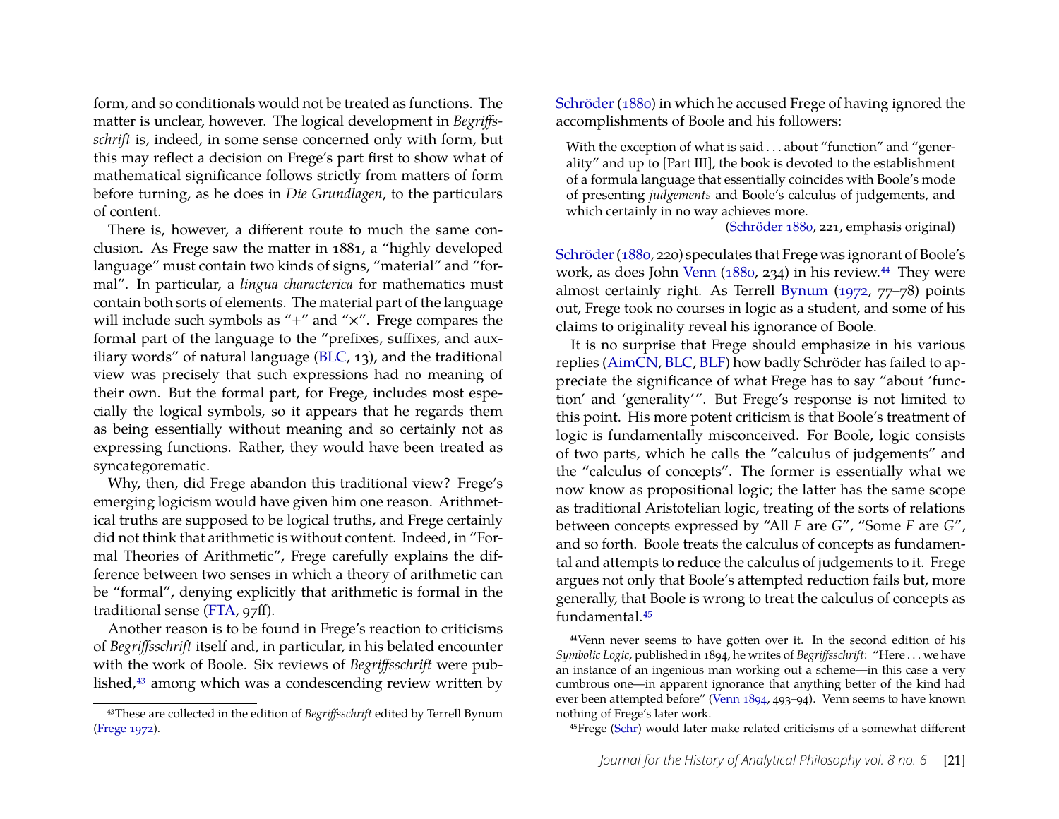form, and so conditionals would not be treated as functions. The matter is unclear, however. The logical development in *Begriffsschrift* is, indeed, in some sense concerned only with form, but this may reflect a decision on Frege's part first to show what of mathematical significance follows strictly from matters of form before turning, as he does in *Die Grundlagen*, to the particulars of content.

There is, however, a different route to much the same conclusion. As Frege saw the matter in 1881, a "highly developed language" must contain two kinds of signs, "material" and "formal". In particular, a *lingua characterica* for mathematics must contain both sorts of elements. The material part of the language will include such symbols as "+" and "×". Frege compares the formal part of the language to the "prefixes, suffixes, and auxiliary words" of natural language (BLC, 13), and the traditional view was precisely that such expressions had no meaning of their own. But the formal part, for Frege, includes most especially the logical symbols, so it appears that he regards them as being essentially without meaning and so certainly not as expressing functions. Rather, they would have been treated as syncategorematic.

Why, then, did Frege abandon this traditional view? Frege's emerging logicism would have given him one reason. Arithmetical truths are supposed to be logical truths, and Frege certainly did not think that arithmetic is without content. Indeed, in "Formal Theories of Arithmetic", Frege carefully explains the difference between two senses in which a theory of arithmetic can be "formal", denying explicitly that arithmetic is formal in the traditional sense (FTA, 97ff).

Another reason is to be found in Frege's reaction to criticisms of *Begriffsschrift* itself and, in particular, in his belated encounter with the work of Boole. Six reviews of *Begriffsschrift* were published,[43] among which was a condescending review written by Schröder (1880) in which he accused Frege of having ignored the accomplishments of Boole and his followers:

> With the exception of what is said . . . about "function" and "generality" and up to [Part III], the book is devoted to the establishment of a formula language that essentially coincides with Boole's mode of presenting *judgements* and Boole's calculus of judgements, and which certainly in no way achieves more.
>
> (Schröder 1880, 221, emphasis original)

Schröder (1880, 220) speculates that Frege was ignorant of Boole's work, as does John Venn (1880, 234) in his review.[44] They were almost certainly right. As Terrell Bynum (1972, 77–78) points out, Frege took no courses in logic as a student, and some of his claims to originality reveal his ignorance of Boole.

It is no surprise that Frege should emphasize in his various replies (AimCN, BLC, BLF) how badly Schröder has failed to appreciate the significance of what Frege has to say "about 'function' and 'generality'". But Frege's response is not limited to this point. His more potent criticism is that Boole's treatment of logic is fundamentally misconceived. For Boole, logic consists of two parts, which he calls the "calculus of judgements" and the "calculus of concepts". The former is essentially what we now know as propositional logic; the latter has the same scope as traditional Aristotelian logic, treating of the sorts of relations between concepts expressed by "All *F* are *G*", "Some *F* are *G*", and so forth. Boole treats the calculus of concepts as fundamental and attempts to reduce the calculus of judgements to it. Frege argues not only that Boole's attempted reduction fails but, more generally, that Boole is wrong to treat the calculus of concepts as fundamental.[45]

---

[43] These are collected in the edition of *Begriffsschrift* edited by Terrell Bynum (Frege 1972).

[44] Venn never seems to have gotten over it. In the second edition of his *Symbolic Logic*, published in 1894, he writes of *Begriffsschrift*: "Here . . . we have an instance of an ingenious man working out a scheme—in this case a very cumbrous one—in apparent ignorance that anything better of the kind had ever been attempted before" (Venn 1894, 493–94). Venn seems to have known nothing of Frege's later work.

[45] Frege (Schr) would later make related criticisms of a somewhat different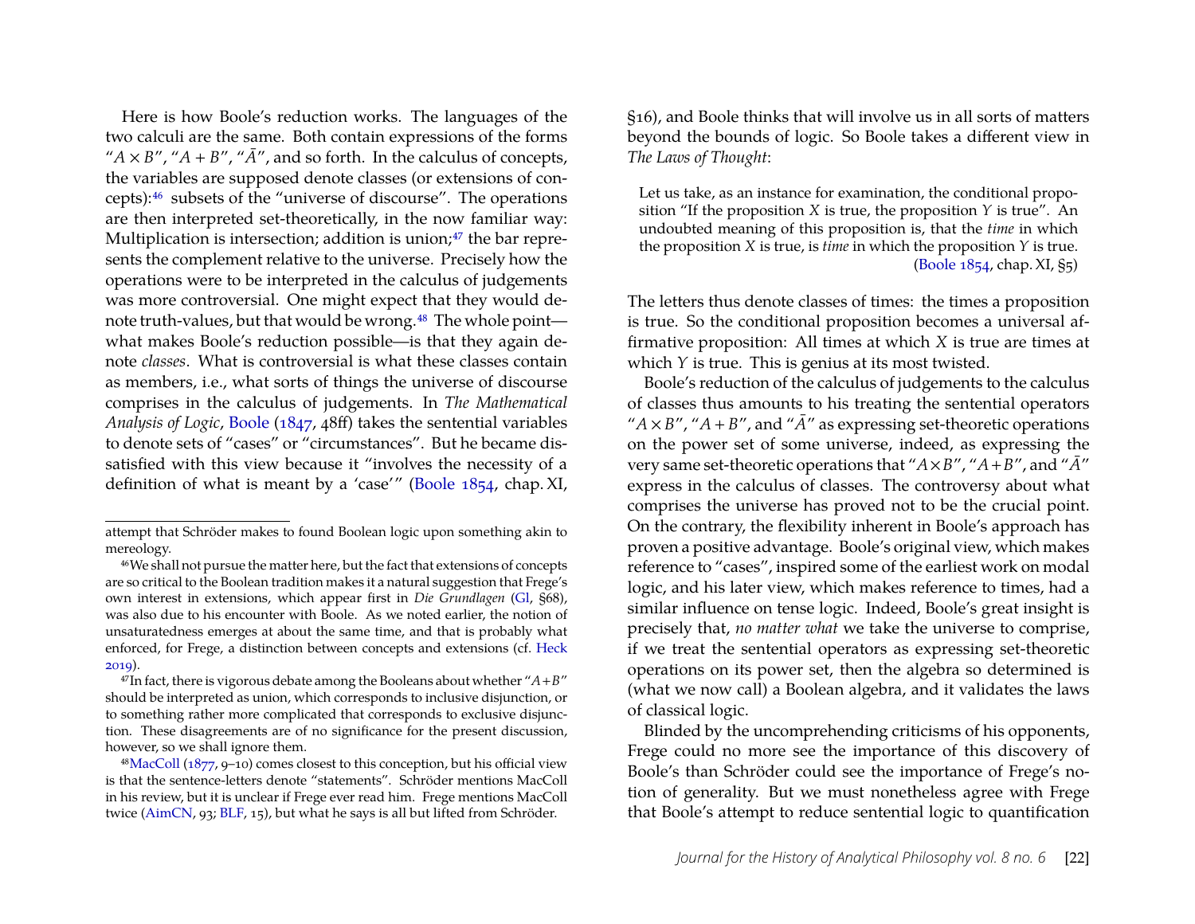Here is how Boole's reduction works. The languages of the two calculi are the same. Both contain expressions of the forms "$A \times B$", "$A + B$", "$\bar{A}$", and so forth. In the calculus of concepts, the variables are supposed denote classes (or extensions of concepts):[46] subsets of the "universe of discourse". The operations are then interpreted set-theoretically, in the now familiar way: Multiplication is intersection; addition is union;[47] the bar represents the complement relative to the universe. Precisely how the operations were to be interpreted in the calculus of judgements was more controversial. One might expect that they would denote truth-values, but that would be wrong.[48] The whole point—what makes Boole's reduction possible—is that they again denote *classes*. What is controversial is what these classes contain as members, i.e., what sorts of things the universe of discourse comprises in the calculus of judgements. In *The Mathematical Analysis of Logic*, Boole (1847, 48ff) takes the sentential variables to denote sets of "cases" or "circumstances". But he became dissatisfied with this view because it "involves the necessity of a definition of what is meant by a 'case'" (Boole 1854, chap. XI, §16), and Boole thinks that will involve us in all sorts of matters beyond the bounds of logic. So Boole takes a different view in *The Laws of Thought*:

> Let us take, as an instance for examination, the conditional proposition "If the proposition $X$ is true, the proposition $Y$ is true". An undoubted meaning of this proposition is, that the *time* in which the proposition $X$ is true, is *time* in which the proposition $Y$ is true. (Boole 1854, chap. XI, §5)

The letters thus denote classes of times: the times a proposition is true. So the conditional proposition becomes a universal affirmative proposition: All times at which $X$ is true are times at which $Y$ is true. This is genius at its most twisted.

Boole's reduction of the calculus of judgements to the calculus of classes thus amounts to his treating the sentential operators "$A \times B$", "$A + B$", and "$\bar{A}$" as expressing set-theoretic operations on the power set of some universe, indeed, as expressing the very same set-theoretic operations that "$A \times B$", "$A + B$", and "$\bar{A}$" express in the calculus of classes. The controversy about what comprises the universe has proved not to be the crucial point. On the contrary, the flexibility inherent in Boole's approach has proven a positive advantage. Boole's original view, which makes reference to "cases", inspired some of the earliest work on modal logic, and his later view, which makes reference to times, had a similar influence on tense logic. Indeed, Boole's great insight is precisely that, *no matter what* we take the universe to comprise, if we treat the sentential operators as expressing set-theoretic operations on its power set, then the algebra so determined is (what we now call) a Boolean algebra, and it validates the laws of classical logic.

Blinded by the uncomprehending criticisms of his opponents, Frege could no more see the importance of this discovery of Boole's than Schröder could see the importance of Frege's notion of generality. But we must nonetheless agree with Frege that Boole's attempt to reduce sentential logic to quantification

---

attempt that Schröder makes to found Boolean logic upon something akin to mereology.

[46] We shall not pursue the matter here, but the fact that extensions of concepts are so critical to the Boolean tradition makes it a natural suggestion that Frege's own interest in extensions, which appear first in *Die Grundlagen* (Gl, §68), was also due to his encounter with Boole. As we noted earlier, the notion of unsaturatedness emerges at about the same time, and that is probably what enforced, for Frege, a distinction between concepts and extensions (cf. Heck 2019).

[47] In fact, there is vigorous debate among the Booleans about whether "$A+B$" should be interpreted as union, which corresponds to inclusive disjunction, or to something rather more complicated that corresponds to exclusive disjunction. These disagreements are of no significance for the present discussion, however, so we shall ignore them.

[48] MacColl (1877, 9–10) comes closest to this conception, but his official view is that the sentence-letters denote "statements". Schröder mentions MacColl in his review, but it is unclear if Frege ever read him. Frege mentions MacColl twice (AimCN, 93; BLF, 15), but what he says is all but lifted from Schröder.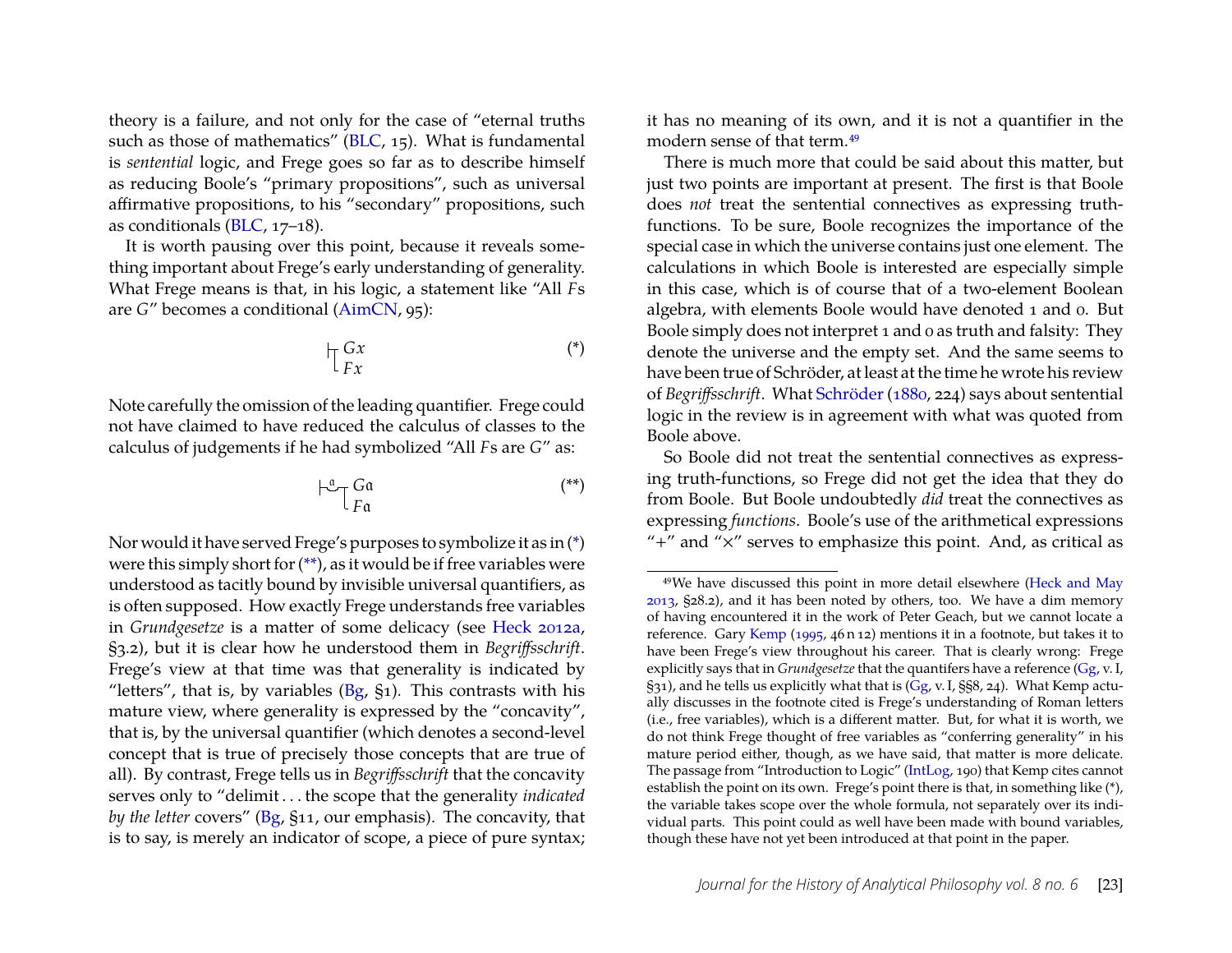theory is a failure, and not only for the case of "eternal truths such as those of mathematics" (BLC, 15). What is fundamental is *sentential* logic, and Frege goes so far as to describe himself as reducing Boole's "primary propositions", such as universal affirmative propositions, to his "secondary" propositions, such as conditionals (BLC, 17–18).

It is worth pausing over this point, because it reveals something important about Frege's early understanding of generality. What Frege means is that, in his logic, a statement like "All *F*s are *G*" becomes a conditional (AimCN, 95):

$$\vdash\!\!\!\!\!\top\; Gx \quad \text{over}\quad Fx \qquad (*)$$

Note carefully the omission of the leading quantifier. Frege could not have claimed to have reduced the calculus of classes to the calculus of judgements if he had symbolized "All *F*s are *G*" as:

$$\vdash\!\overset{\mathfrak{a}}{\smile}\!\!\top\; G\mathfrak{a} \quad \text{over}\quad F\mathfrak{a} \qquad (**)$$

Nor would it have served Frege's purposes to symbolize it as in (*) were this simply short for (**), as it would be if free variables were understood as tacitly bound by invisible universal quantifiers, as is often supposed. How exactly Frege understands free variables in *Grundgesetze* is a matter of some delicacy (see Heck 2012a, §3.2), but it is clear how he understood them in *Begriffsschrift*. Frege's view at that time was that generality is indicated by "letters", that is, by variables (Bg, §1). This contrasts with his mature view, where generality is expressed by the "concavity", that is, by the universal quantifier (which denotes a second-level concept that is true of precisely those concepts that are true of all). By contrast, Frege tells us in *Begriffsschrift* that the concavity serves only to "delimit . . . the scope that the generality *indicated by the letter* covers" (Bg, §11, our emphasis). The concavity, that is to say, is merely an indicator of scope, a piece of pure syntax; it has no meaning of its own, and it is not a quantifier in the modern sense of that term.[49]

There is much more that could be said about this matter, but just two points are important at present. The first is that Boole does *not* treat the sentential connectives as expressing truth-functions. To be sure, Boole recognizes the importance of the special case in which the universe contains just one element. The calculations in which Boole is interested are especially simple in this case, which is of course that of a two-element Boolean algebra, with elements Boole would have denoted 1 and 0. But Boole simply does not interpret 1 and 0 as truth and falsity: They denote the universe and the empty set. And the same seems to have been true of Schröder, at least at the time he wrote his review of *Begriffsschrift*. What Schröder (1880, 224) says about sentential logic in the review is in agreement with what was quoted from Boole above.

So Boole did not treat the sentential connectives as expressing truth-functions, so Frege did not get the idea that they do from Boole. But Boole undoubtedly *did* treat the connectives as expressing *functions*. Boole's use of the arithmetical expressions "+" and "×" serves to emphasize this point. And, as critical as

[49] We have discussed this point in more detail elsewhere (Heck and May 2013, §28.2), and it has been noted by others, too. We have a dim memory of having encountered it in the work of Peter Geach, but we cannot locate a reference. Gary Kemp (1995, 46 n 12) mentions it in a footnote, but takes it to have been Frege's view throughout his career. That is clearly wrong: Frege explicitly says that in *Grundgesetze* that the quantifers have a reference (Gg, v. I, §31), and he tells us explicitly what that is (Gg, v. I, §§8, 24). What Kemp actually discusses in the footnote cited is Frege's understanding of Roman letters (i.e., free variables), which is a different matter. But, for what it is worth, we do not think Frege thought of free variables as "conferring generality" in his mature period either, though, as we have said, that matter is more delicate. The passage from "Introduction to Logic" (IntLog, 190) that Kemp cites cannot establish the point on its own. Frege's point there is that, in something like (*), the variable takes scope over the whole formula, not separately over its individual parts. This point could as well have been made with bound variables, though these have not yet been introduced at that point in the paper.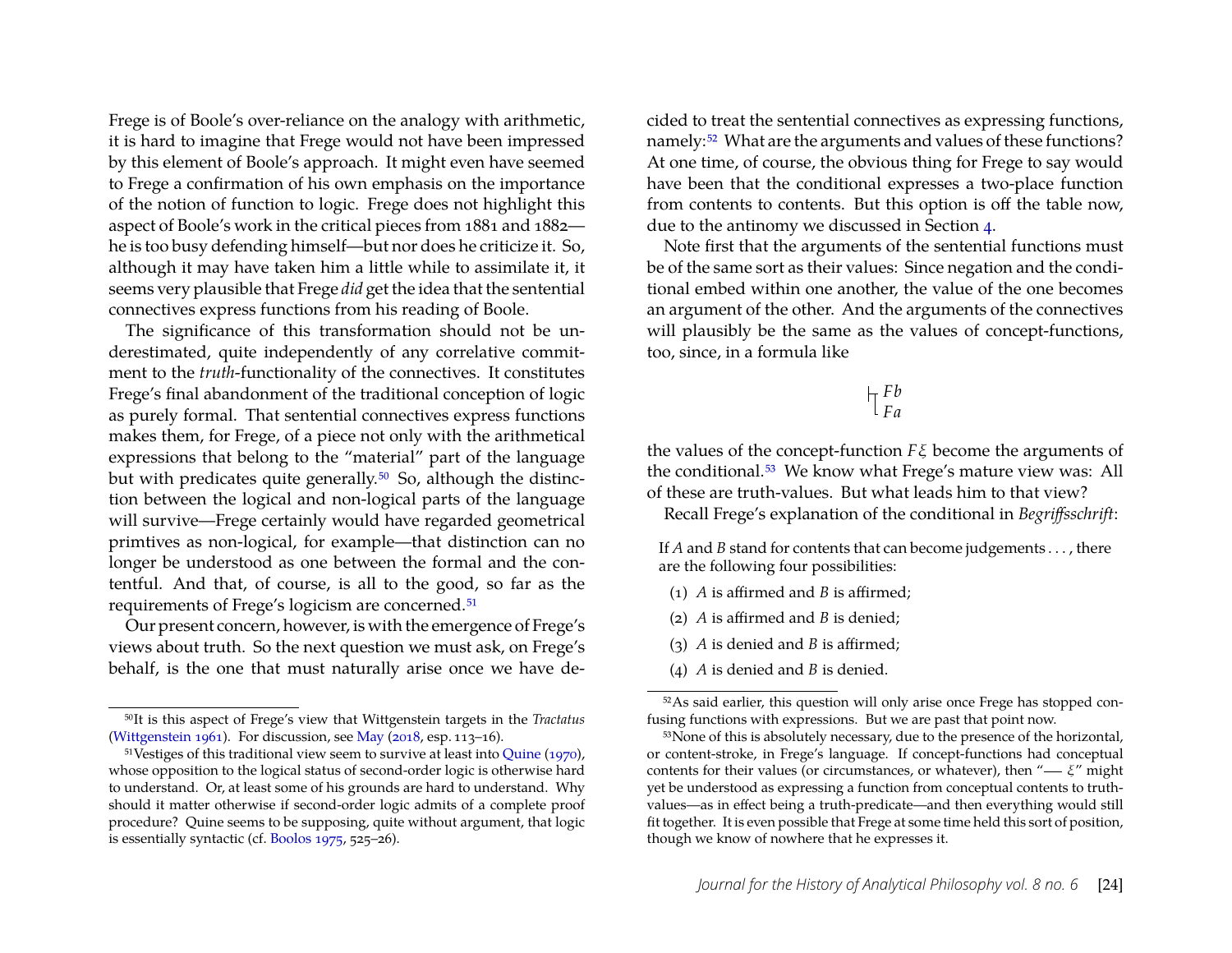Frege is of Boole's over-reliance on the analogy with arithmetic, it is hard to imagine that Frege would not have been impressed by this element of Boole's approach. It might even have seemed to Frege a confirmation of his own emphasis on the importance of the notion of function to logic. Frege does not highlight this aspect of Boole's work in the critical pieces from 1881 and 1882—he is too busy defending himself—but nor does he criticize it. So, although it may have taken him a little while to assimilate it, it seems very plausible that Frege *did* get the idea that the sentential connectives express functions from his reading of Boole.

The significance of this transformation should not be underestimated, quite independently of any correlative commitment to the *truth*-functionality of the connectives. It constitutes Frege's final abandonment of the traditional conception of logic as purely formal. That sentential connectives express functions makes them, for Frege, of a piece not only with the arithmetical expressions that belong to the "material" part of the language but with predicates quite generally.[50] So, although the distinction between the logical and non-logical parts of the language will survive—Frege certainly would have regarded geometrical primtives as non-logical, for example—that distinction can no longer be understood as one between the formal and the contentful. And that, of course, is all to the good, so far as the requirements of Frege's logicism are concerned.[51]

Our present concern, however, is with the emergence of Frege's views about truth. So the next question we must ask, on Frege's behalf, is the one that must naturally arise once we have decided to treat the sentential connectives as expressing functions, namely:[52] What are the arguments and values of these functions? At one time, of course, the obvious thing for Frege to say would have been that the conditional expresses a two-place function from contents to contents. But this option is off the table now, due to the antinomy we discussed in Section 4.

Note first that the arguments of the sentential functions must be of the same sort as their values: Since negation and the conditional embed within one another, the value of the one becomes an argument of the other. And the arguments of the connectives will plausibly be the same as the values of concept-functions, too, since, in a formula like

$$\vdash\!\!\!\!\top\; \begin{array}{l} Fb \\ Fa \end{array}$$

the values of the concept-function $F\xi$ become the arguments of the conditional.[53] We know what Frege's mature view was: All of these are truth-values. But what leads him to that view?

Recall Frege's explanation of the conditional in *Begriffsschrift*:

> If $A$ and $B$ stand for contents that can become judgements . . . , there are the following four possibilities:
>
> (1) $A$ is affirmed and $B$ is affirmed;
>
> (2) $A$ is affirmed and $B$ is denied;
>
> (3) $A$ is denied and $B$ is affirmed;
>
> (4) $A$ is denied and $B$ is denied.

---

[50] It is this aspect of Frege's view that Wittgenstein targets in the *Tractatus* (Wittgenstein 1961). For discussion, see May (2018, esp. 113–16).

[51] Vestiges of this traditional view seem to survive at least into Quine (1970), whose opposition to the logical status of second-order logic is otherwise hard to understand. Or, at least some of his grounds are hard to understand. Why should it matter otherwise if second-order logic admits of a complete proof procedure? Quine seems to be supposing, quite without argument, that logic is essentially syntactic (cf. Boolos 1975, 525–26).

[52] As said earlier, this question will only arise once Frege has stopped confusing functions with expressions. But we are past that point now.

[53] None of this is absolutely necessary, due to the presence of the horizontal, or content-stroke, in Frege's language. If concept-functions had conceptual contents for their values (or circumstances, or whatever), then "— $\xi$" might yet be understood as expressing a function from conceptual contents to truth-values—as in effect being a truth-predicate—and then everything would still fit together. It is even possible that Frege at some time held this sort of position, though we know of nowhere that he expresses it.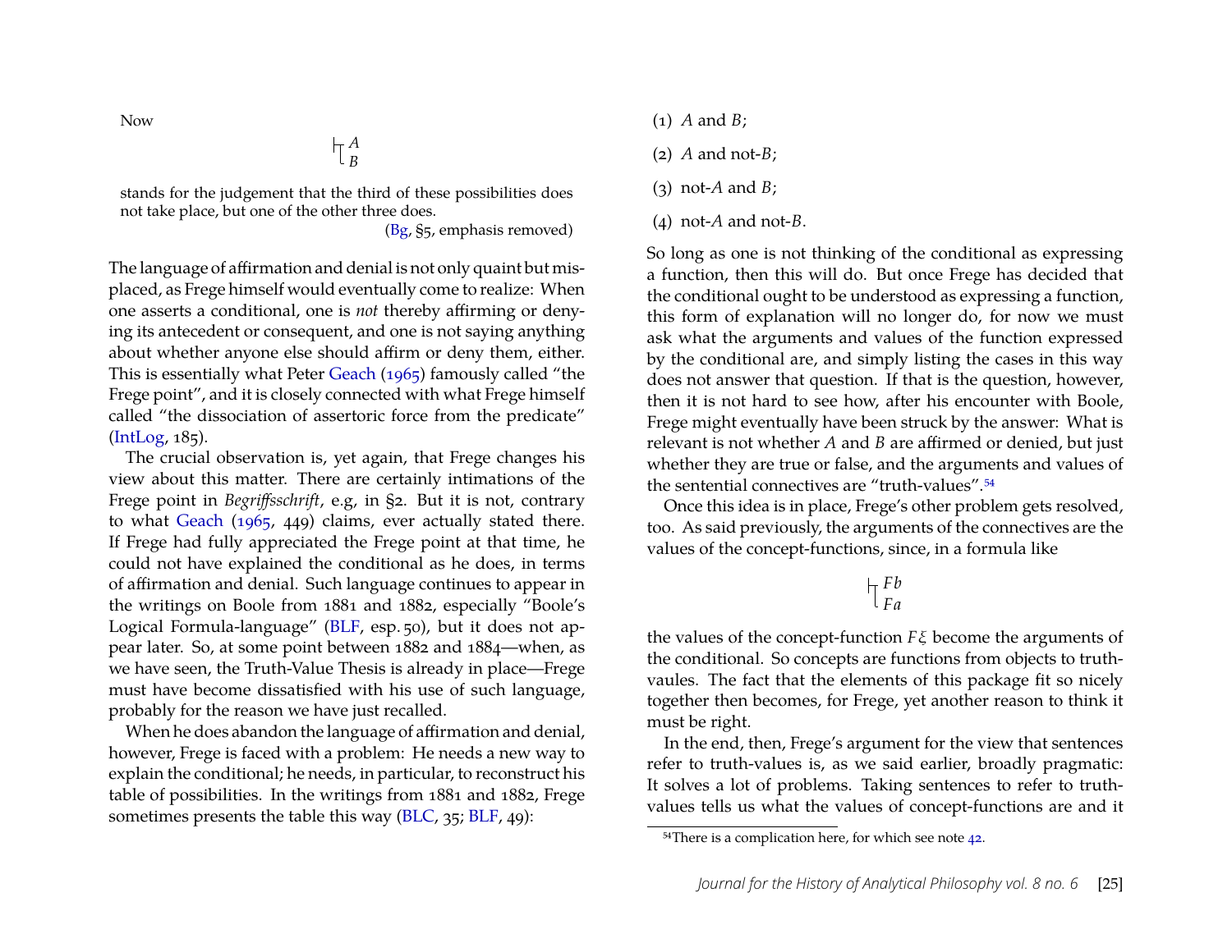Now

$$\vdash\!\!\!\!\top\, \begin{matrix} A \\ B \end{matrix}$$

stands for the judgement that the third of these possibilities does not take place, but one of the other three does.

(Bg, §5, emphasis removed)

The language of affirmation and denial is not only quaint but misplaced, as Frege himself would eventually come to realize: When one asserts a conditional, one is *not* thereby affirming or denying its antecedent or consequent, and one is not saying anything about whether anyone else should affirm or deny them, either. This is essentially what Peter Geach (1965) famously called "the Frege point", and it is closely connected with what Frege himself called "the dissociation of assertoric force from the predicate" (IntLog, 185).

The crucial observation is, yet again, that Frege changes his view about this matter. There are certainly intimations of the Frege point in *Begriffsschrift*, e.g, in §2. But it is not, contrary to what Geach (1965, 449) claims, ever actually stated there. If Frege had fully appreciated the Frege point at that time, he could not have explained the conditional as he does, in terms of affirmation and denial. Such language continues to appear in the writings on Boole from 1881 and 1882, especially "Boole's Logical Formula-language" (BLF, esp. 50), but it does not appear later. So, at some point between 1882 and 1884—when, as we have seen, the Truth-Value Thesis is already in place—Frege must have become dissatisfied with his use of such language, probably for the reason we have just recalled.

When he does abandon the language of affirmation and denial, however, Frege is faced with a problem: He needs a new way to explain the conditional; he needs, in particular, to reconstruct his table of possibilities. In the writings from 1881 and 1882, Frege sometimes presents the table this way (BLC, 35; BLF, 49):

(1) *A* and *B*;

(2) *A* and not-*B*;

(3) not-*A* and *B*;

(4) not-*A* and not-*B*.

So long as one is not thinking of the conditional as expressing a function, then this will do. But once Frege has decided that the conditional ought to be understood as expressing a function, this form of explanation will no longer do, for now we must ask what the arguments and values of the function expressed by the conditional are, and simply listing the cases in this way does not answer that question. If that is the question, however, then it is not hard to see how, after his encounter with Boole, Frege might eventually have been struck by the answer: What is relevant is not whether *A* and *B* are affirmed or denied, but just whether they are true or false, and the arguments and values of the sentential connectives are "truth-values".[54]

Once this idea is in place, Frege's other problem gets resolved, too. As said previously, the arguments of the connectives are the values of the concept-functions, since, in a formula like

$$\vdash\!\!\!\!\top\, \begin{matrix} Fb \\ Fa \end{matrix}$$

the values of the concept-function $F\xi$ become the arguments of the conditional. So concepts are functions from objects to truth-vaules. The fact that the elements of this package fit so nicely together then becomes, for Frege, yet another reason to think it must be right.

In the end, then, Frege's argument for the view that sentences refer to truth-values is, as we said earlier, broadly pragmatic: It solves a lot of problems. Taking sentences to refer to truth-values tells us what the values of concept-functions are and it

[54] There is a complication here, for which see note 42.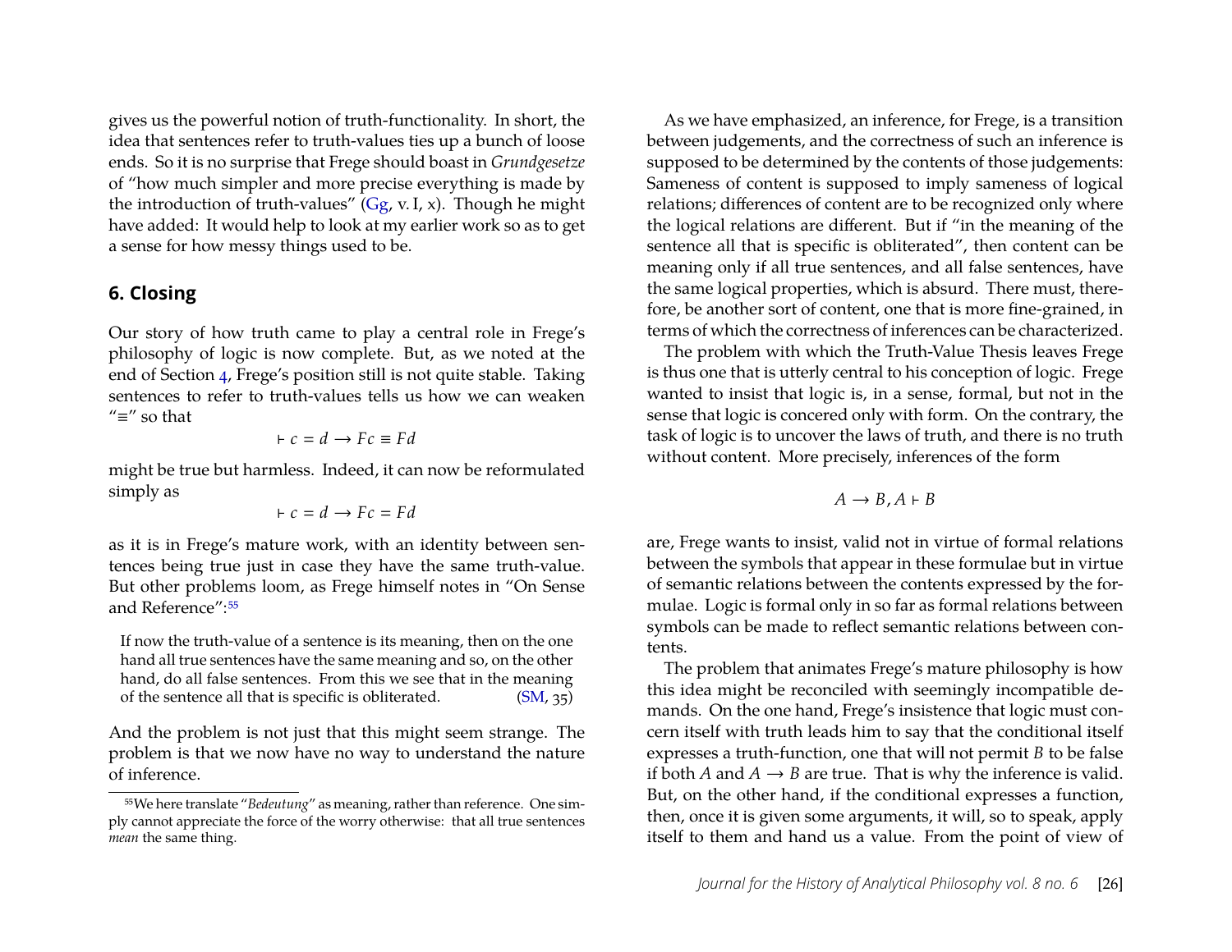gives us the powerful notion of truth-functionality. In short, the idea that sentences refer to truth-values ties up a bunch of loose ends. So it is no surprise that Frege should boast in *Grundgesetze* of "how much simpler and more precise everything is made by the introduction of truth-values" (Gg, v. I, x). Though he might have added: It would help to look at my earlier work so as to get a sense for how messy things used to be.

## 6. Closing

Our story of how truth came to play a central role in Frege's philosophy of logic is now complete. But, as we noted at the end of Section 4, Frege's position still is not quite stable. Taking sentences to refer to truth-values tells us how we can weaken "≡" so that

$$\vdash c = d \to Fc \equiv Fd$$

might be true but harmless. Indeed, it can now be reformulated simply as

$$\vdash c = d \to Fc = Fd$$

as it is in Frege's mature work, with an identity between sentences being true just in case they have the same truth-value. But other problems loom, as Frege himself notes in "On Sense and Reference":[55]

> If now the truth-value of a sentence is its meaning, then on the one hand all true sentences have the same meaning and so, on the other hand, do all false sentences. From this we see that in the meaning of the sentence all that is specific is obliterated. (SM, 35)

And the problem is not just that this might seem strange. The problem is that we now have no way to understand the nature of inference.

[55] We here translate "*Bedeutung*" as meaning, rather than reference. One simply cannot appreciate the force of the worry otherwise: that all true sentences *mean* the same thing.

As we have emphasized, an inference, for Frege, is a transition between judgements, and the correctness of such an inference is supposed to be determined by the contents of those judgements: Sameness of content is supposed to imply sameness of logical relations; differences of content are to be recognized only where the logical relations are different. But if "in the meaning of the sentence all that is specific is obliterated", then content can be meaning only if all true sentences, and all false sentences, have the same logical properties, which is absurd. There must, therefore, be another sort of content, one that is more fine-grained, in terms of which the correctness of inferences can be characterized.

The problem with which the Truth-Value Thesis leaves Frege is thus one that is utterly central to his conception of logic. Frege wanted to insist that logic is, in a sense, formal, but not in the sense that logic is concered only with form. On the contrary, the task of logic is to uncover the laws of truth, and there is no truth without content. More precisely, inferences of the form

$$A \to B, A \vdash B$$

are, Frege wants to insist, valid not in virtue of formal relations between the symbols that appear in these formulae but in virtue of semantic relations between the contents expressed by the formulae. Logic is formal only in so far as formal relations between symbols can be made to reflect semantic relations between contents.

The problem that animates Frege's mature philosophy is how this idea might be reconciled with seemingly incompatible demands. On the one hand, Frege's insistence that logic must concern itself with truth leads him to say that the conditional itself expresses a truth-function, one that will not permit $B$ to be false if both $A$ and $A \to B$ are true. That is why the inference is valid. But, on the other hand, if the conditional expresses a function, then, once it is given some arguments, it will, so to speak, apply itself to them and hand us a value. From the point of view of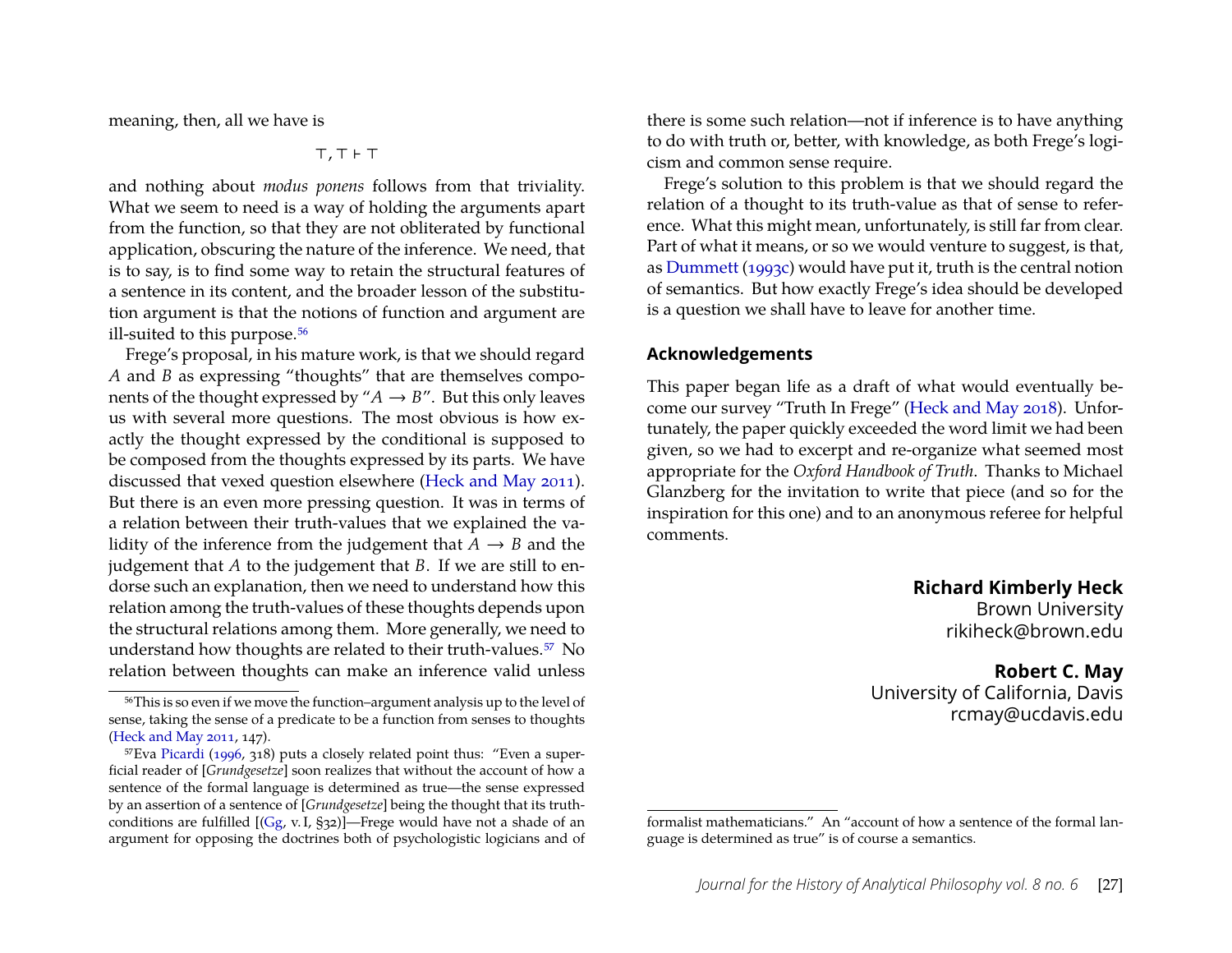meaning, then, all we have is

$$\top, \top \vdash \top$$

and nothing about *modus ponens* follows from that triviality. What we seem to need is a way of holding the arguments apart from the function, so that they are not obliterated by functional application, obscuring the nature of the inference. We need, that is to say, is to find some way to retain the structural features of a sentence in its content, and the broader lesson of the substitution argument is that the notions of function and argument are ill-suited to this purpose.[56]

Frege's proposal, in his mature work, is that we should regard $A$ and $B$ as expressing "thoughts" that are themselves components of the thought expressed by "$A \rightarrow B$". But this only leaves us with several more questions. The most obvious is how exactly the thought expressed by the conditional is supposed to be composed from the thoughts expressed by its parts. We have discussed that vexed question elsewhere (Heck and May 2011). But there is an even more pressing question. It was in terms of a relation between their truth-values that we explained the validity of the inference from the judgement that $A \rightarrow B$ and the judgement that $A$ to the judgement that $B$. If we are still to endorse such an explanation, then we need to understand how this relation among the truth-values of these thoughts depends upon the structural relations among them. More generally, we need to understand how thoughts are related to their truth-values.[57] No relation between thoughts can make an inference valid unless there is some such relation—not if inference is to have anything to do with truth or, better, with knowledge, as both Frege's logicism and common sense require.

Frege's solution to this problem is that we should regard the relation of a thought to its truth-value as that of sense to reference. What this might mean, unfortunately, is still far from clear. Part of what it means, or so we would venture to suggest, is that, as Dummett (1993c) would have put it, truth is the central notion of semantics. But how exactly Frege's idea should be developed is a question we shall have to leave for another time.

### Acknowledgements

This paper began life as a draft of what would eventually become our survey "Truth In Frege" (Heck and May 2018). Unfortunately, the paper quickly exceeded the word limit we had been given, so we had to excerpt and re-organize what seemed most appropriate for the *Oxford Handbook of Truth*. Thanks to Michael Glanzberg for the invitation to write that piece (and so for the inspiration for this one) and to an anonymous referee for helpful comments.

**Richard Kimberly Heck**
Brown University
rikiheck@brown.edu

**Robert C. May**
University of California, Davis
rcmay@ucdavis.edu

---

[56] This is so even if we move the function–argument analysis up to the level of sense, taking the sense of a predicate to be a function from senses to thoughts (Heck and May 2011, 147).

[57] Eva Picardi (1996, 318) puts a closely related point thus: "Even a superficial reader of [*Grundgesetze*] soon realizes that without the account of how a sentence of the formal language is determined as true—the sense expressed by an assertion of a sentence of [*Grundgesetze*] being the thought that its truth-conditions are fulfilled [(Gg, v. I, §32)]—Frege would have not a shade of an argument for opposing the doctrines both of psychologistic logicians and of formalist mathematicians." An "account of how a sentence of the formal language is determined as true" is of course a semantics.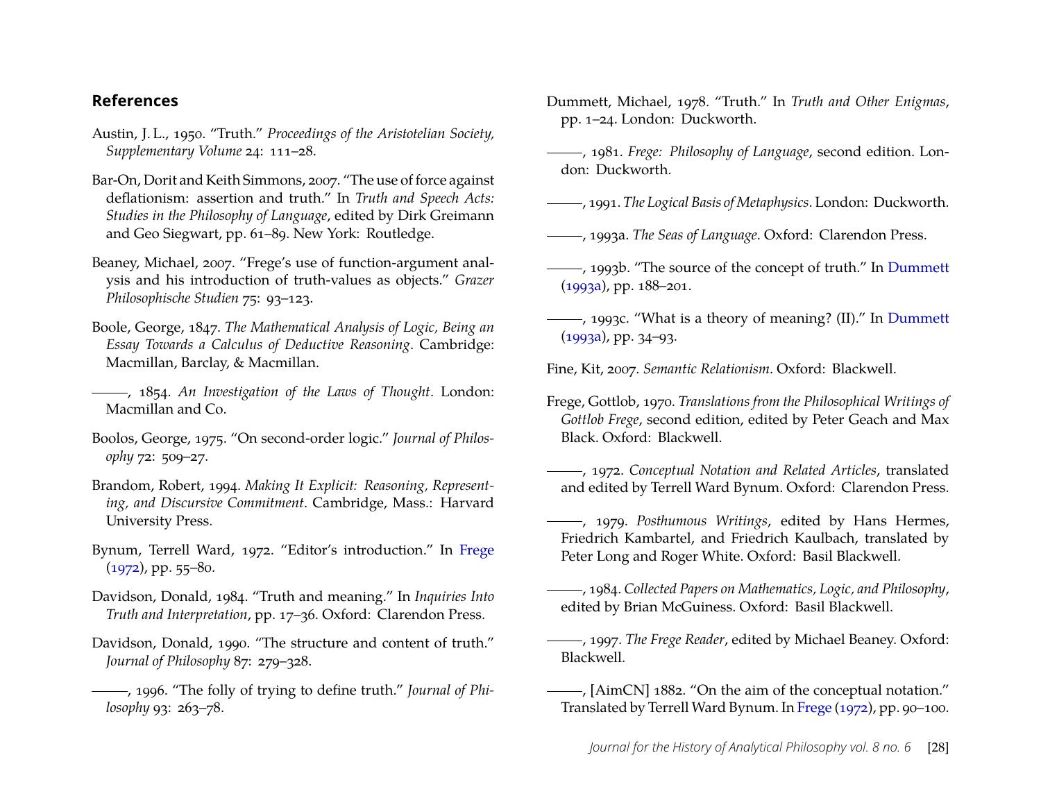## References

Austin, J. L., 1950. "Truth." *Proceedings of the Aristotelian Society, Supplementary Volume* 24: 111–28.

Bar-On, Dorit and Keith Simmons, 2007. "The use of force against deflationism: assertion and truth." In *Truth and Speech Acts: Studies in the Philosophy of Language*, edited by Dirk Greimann and Geo Siegwart, pp. 61–89. New York: Routledge.

Beaney, Michael, 2007. "Frege's use of function-argument analysis and his introduction of truth-values as objects." *Grazer Philosophische Studien* 75: 93–123.

Boole, George, 1847. *The Mathematical Analysis of Logic, Being an Essay Towards a Calculus of Deductive Reasoning*. Cambridge: Macmillan, Barclay, & Macmillan.

———, 1854. *An Investigation of the Laws of Thought*. London: Macmillan and Co.

Boolos, George, 1975. "On second-order logic." *Journal of Philosophy* 72: 509–27.

Brandom, Robert, 1994. *Making It Explicit: Reasoning, Representing, and Discursive Commitment*. Cambridge, Mass.: Harvard University Press.

Bynum, Terrell Ward, 1972. "Editor's introduction." In Frege (1972), pp. 55–80.

Davidson, Donald, 1984. "Truth and meaning." In *Inquiries Into Truth and Interpretation*, pp. 17–36. Oxford: Clarendon Press.

Davidson, Donald, 1990. "The structure and content of truth." *Journal of Philosophy* 87: 279–328.

———, 1996. "The folly of trying to define truth." *Journal of Philosophy* 93: 263–78.

Dummett, Michael, 1978. "Truth." In *Truth and Other Enigmas*, pp. 1–24. London: Duckworth.

———, 1981. *Frege: Philosophy of Language*, second edition. London: Duckworth.

———, 1991. *The Logical Basis of Metaphysics*. London: Duckworth.

———, 1993a. *The Seas of Language*. Oxford: Clarendon Press.

———, 1993b. "The source of the concept of truth." In Dummett (1993a), pp. 188–201.

———, 1993c. "What is a theory of meaning? (II)." In Dummett (1993a), pp. 34–93.

Fine, Kit, 2007. *Semantic Relationism*. Oxford: Blackwell.

Frege, Gottlob, 1970. *Translations from the Philosophical Writings of Gottlob Frege*, second edition, edited by Peter Geach and Max Black. Oxford: Blackwell.

———, 1972. *Conceptual Notation and Related Articles*, translated and edited by Terrell Ward Bynum. Oxford: Clarendon Press.

———, 1979. *Posthumous Writings*, edited by Hans Hermes, Friedrich Kambartel, and Friedrich Kaulbach, translated by Peter Long and Roger White. Oxford: Basil Blackwell.

———, 1984. *Collected Papers on Mathematics, Logic, and Philosophy*, edited by Brian McGuiness. Oxford: Basil Blackwell.

———, 1997. *The Frege Reader*, edited by Michael Beaney. Oxford: Blackwell.

———, [AimCN] 1882. "On the aim of the conceptual notation." Translated by Terrell Ward Bynum. In Frege (1972), pp. 90–100.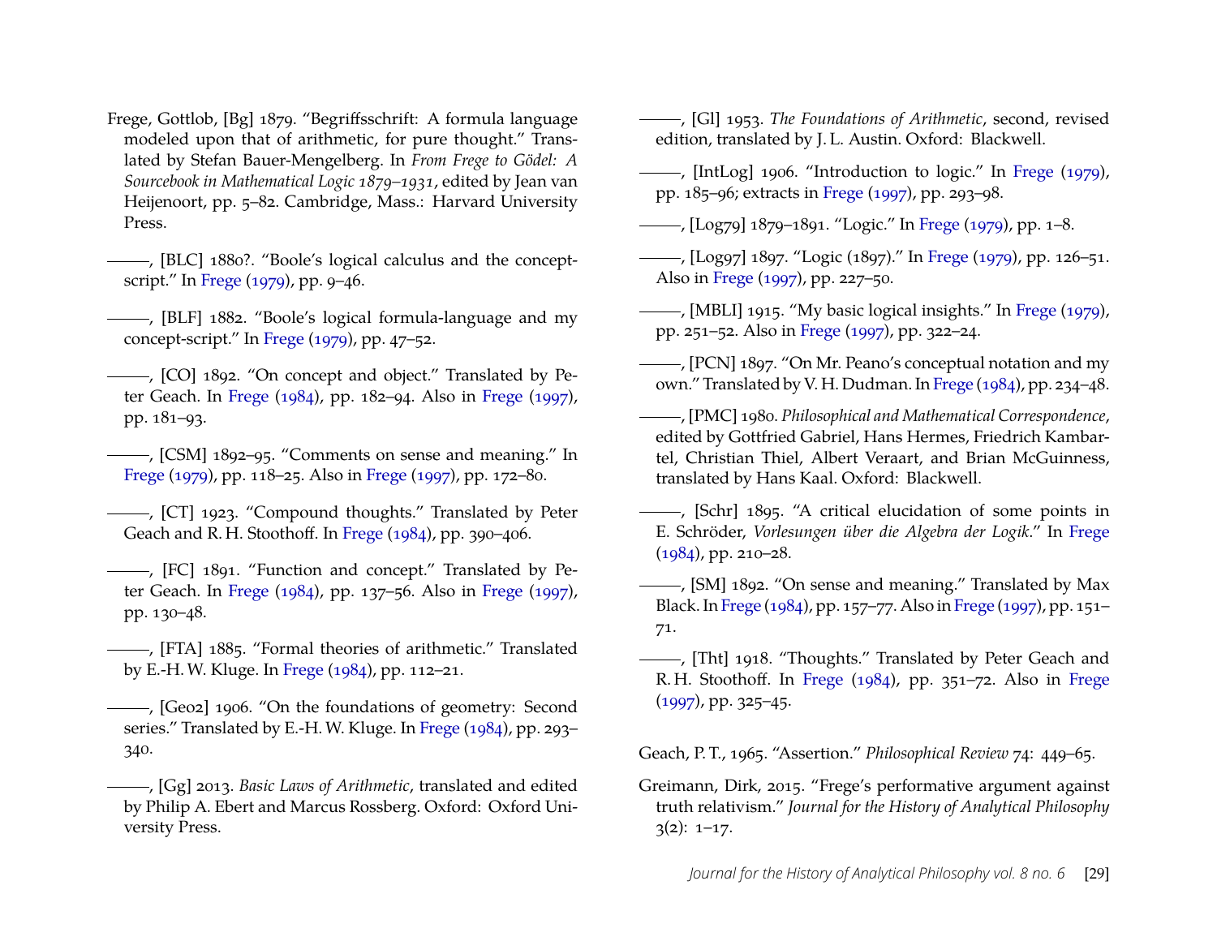Frege, Gottlob, [Bg] 1879. "Begriffsschrift: A formula language modeled upon that of arithmetic, for pure thought." Translated by Stefan Bauer-Mengelberg. In *From Frege to Gödel: A Sourcebook in Mathematical Logic 1879–1931*, edited by Jean van Heijenoort, pp. 5–82. Cambridge, Mass.: Harvard University Press.

———, [BLC] 1880?. "Boole's logical calculus and the concept-script." In Frege (1979), pp. 9–46.

———, [BLF] 1882. "Boole's logical formula-language and my concept-script." In Frege (1979), pp. 47–52.

———, [CO] 1892. "On concept and object." Translated by Peter Geach. In Frege (1984), pp. 182–94. Also in Frege (1997), pp. 181–93.

———, [CSM] 1892–95. "Comments on sense and meaning." In Frege (1979), pp. 118–25. Also in Frege (1997), pp. 172–80.

———, [CT] 1923. "Compound thoughts." Translated by Peter Geach and R. H. Stoothoff. In Frege (1984), pp. 390–406.

———, [FC] 1891. "Function and concept." Translated by Peter Geach. In Frege (1984), pp. 137–56. Also in Frege (1997), pp. 130–48.

———, [FTA] 1885. "Formal theories of arithmetic." Translated by E.-H. W. Kluge. In Frege (1984), pp. 112–21.

———, [Geo2] 1906. "On the foundations of geometry: Second series." Translated by E.-H. W. Kluge. In Frege (1984), pp. 293–340.

———, [Gg] 2013. *Basic Laws of Arithmetic*, translated and edited by Philip A. Ebert and Marcus Rossberg. Oxford: Oxford University Press.

———, [Gl] 1953. *The Foundations of Arithmetic*, second, revised edition, translated by J. L. Austin. Oxford: Blackwell.

———, [IntLog] 1906. "Introduction to logic." In Frege (1979), pp. 185–96; extracts in Frege (1997), pp. 293–98.

———, [Log79] 1879–1891. "Logic." In Frege (1979), pp. 1–8.

———, [Log97] 1897. "Logic (1897)." In Frege (1979), pp. 126–51. Also in Frege (1997), pp. 227–50.

———, [MBLI] 1915. "My basic logical insights." In Frege (1979), pp. 251–52. Also in Frege (1997), pp. 322–24.

———, [PCN] 1897. "On Mr. Peano's conceptual notation and my own." Translated by V. H. Dudman. In Frege (1984), pp. 234–48.

———, [PMC] 1980. *Philosophical and Mathematical Correspondence*, edited by Gottfried Gabriel, Hans Hermes, Friedrich Kambartel, Christian Thiel, Albert Veraart, and Brian McGuinness, translated by Hans Kaal. Oxford: Blackwell.

———, [Schr] 1895. "A critical elucidation of some points in E. Schröder, *Vorlesungen über die Algebra der Logik*." In Frege (1984), pp. 210–28.

———, [SM] 1892. "On sense and meaning." Translated by Max Black. In Frege (1984), pp. 157–77. Also in Frege (1997), pp. 151–71.

———, [Tht] 1918. "Thoughts." Translated by Peter Geach and R. H. Stoothoff. In Frege (1984), pp. 351–72. Also in Frege (1997), pp. 325–45.

Geach, P. T., 1965. "Assertion." *Philosophical Review* 74: 449–65.

Greimann, Dirk, 2015. "Frege's performative argument against truth relativism." *Journal for the History of Analytical Philosophy* 3(2): 1–17.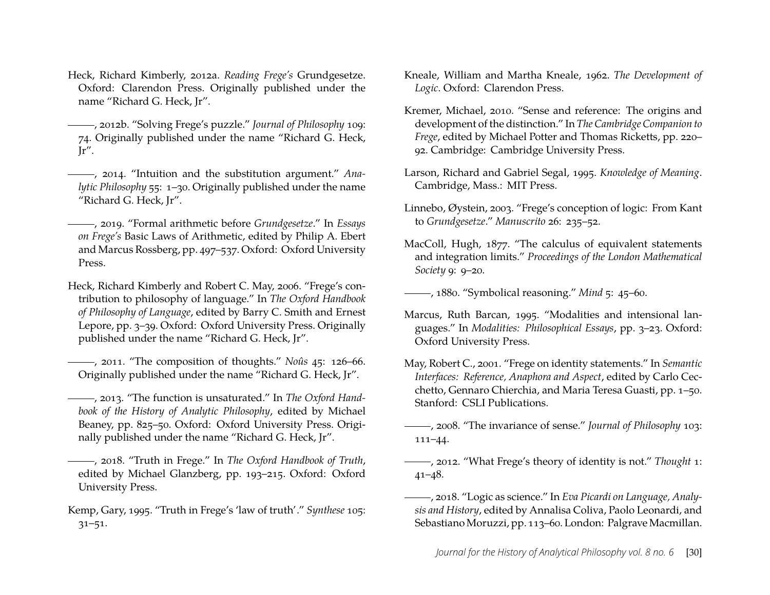Heck, Richard Kimberly, 2012a. *Reading Frege's* Grundgesetze. Oxford: Clarendon Press. Originally published under the name "Richard G. Heck, Jr".

———, 2012b. "Solving Frege's puzzle." *Journal of Philosophy* 109: 74. Originally published under the name "Richard G. Heck, Jr".

———, 2014. "Intuition and the substitution argument." *Analytic Philosophy* 55: 1–30. Originally published under the name "Richard G. Heck, Jr".

———, 2019. "Formal arithmetic before *Grundgesetze*." In *Essays on Frege's* Basic Laws of Arithmetic, edited by Philip A. Ebert and Marcus Rossberg, pp. 497–537. Oxford: Oxford University Press.

Heck, Richard Kimberly and Robert C. May, 2006. "Frege's contribution to philosophy of language." In *The Oxford Handbook of Philosophy of Language*, edited by Barry C. Smith and Ernest Lepore, pp. 3–39. Oxford: Oxford University Press. Originally published under the name "Richard G. Heck, Jr".

———, 2011. "The composition of thoughts." *Noûs* 45: 126–66. Originally published under the name "Richard G. Heck, Jr".

———, 2013. "The function is unsaturated." In *The Oxford Handbook of the History of Analytic Philosophy*, edited by Michael Beaney, pp. 825–50. Oxford: Oxford University Press. Originally published under the name "Richard G. Heck, Jr".

———, 2018. "Truth in Frege." In *The Oxford Handbook of Truth*, edited by Michael Glanzberg, pp. 193–215. Oxford: Oxford University Press.

Kemp, Gary, 1995. "Truth in Frege's 'law of truth'." *Synthese* 105: 31–51.

Kneale, William and Martha Kneale, 1962. *The Development of Logic*. Oxford: Clarendon Press.

Kremer, Michael, 2010. "Sense and reference: The origins and development of the distinction." In *The Cambridge Companion to Frege*, edited by Michael Potter and Thomas Ricketts, pp. 220–92. Cambridge: Cambridge University Press.

Larson, Richard and Gabriel Segal, 1995. *Knowledge of Meaning*. Cambridge, Mass.: MIT Press.

Linnebo, Øystein, 2003. "Frege's conception of logic: From Kant to *Grundgesetze*." *Manuscrito* 26: 235–52.

MacColl, Hugh, 1877. "The calculus of equivalent statements and integration limits." *Proceedings of the London Mathematical Society* 9: 9–20.

———, 1880. "Symbolical reasoning." *Mind* 5: 45–60.

Marcus, Ruth Barcan, 1995. "Modalities and intensional languages." In *Modalities: Philosophical Essays*, pp. 3–23. Oxford: Oxford University Press.

May, Robert C., 2001. "Frege on identity statements." In *Semantic Interfaces: Reference, Anaphora and Aspect*, edited by Carlo Cecchetto, Gennaro Chierchia, and Maria Teresa Guasti, pp. 1–50. Stanford: CSLI Publications.

———, 2008. "The invariance of sense." *Journal of Philosophy* 103: 111–44.

———, 2012. "What Frege's theory of identity is not." *Thought* 1: 41–48.

———, 2018. "Logic as science." In *Eva Picardi on Language, Analysis and History*, edited by Annalisa Coliva, Paolo Leonardi, and Sebastiano Moruzzi, pp. 113–60. London: Palgrave Macmillan.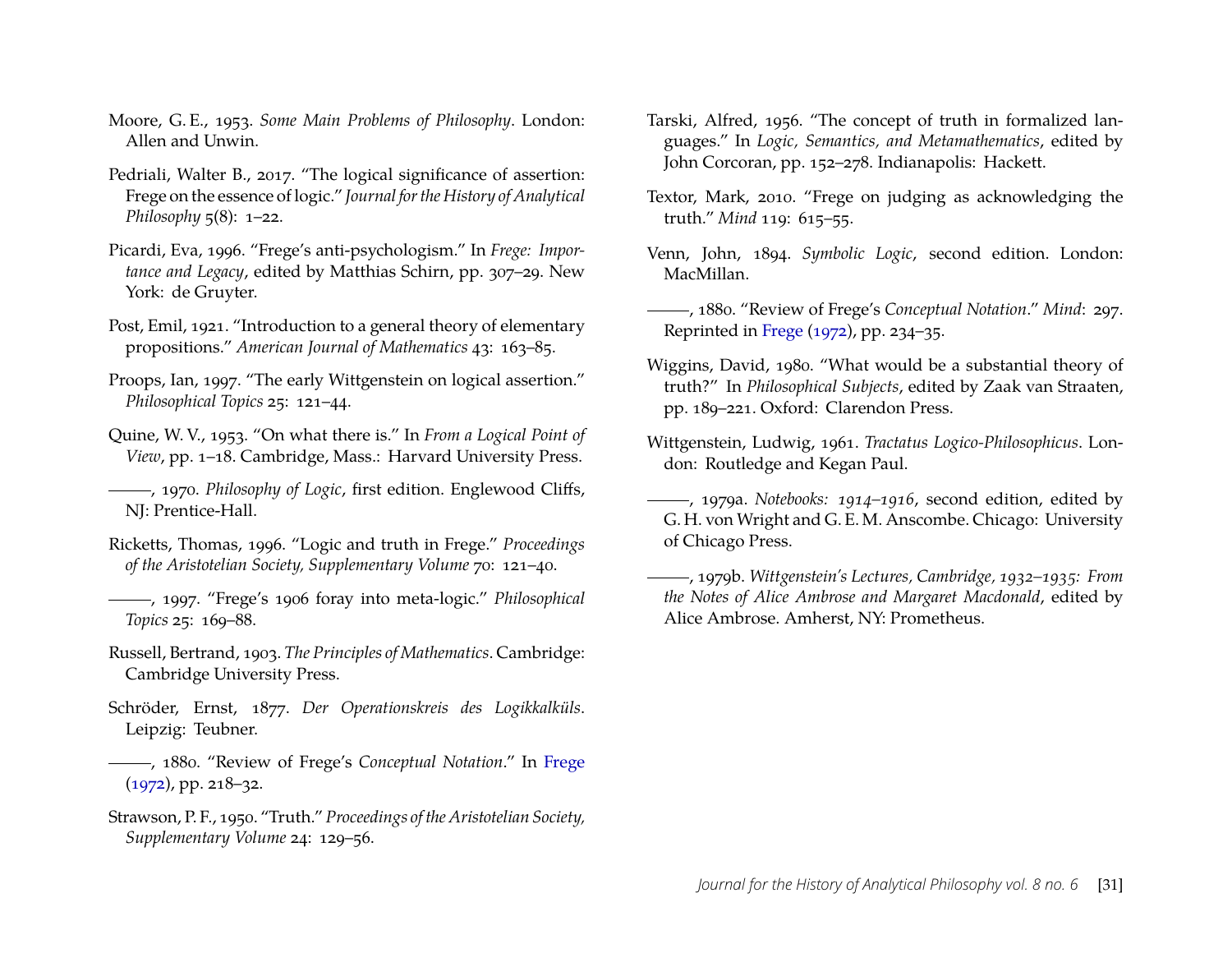Moore, G. E., 1953. *Some Main Problems of Philosophy*. London: Allen and Unwin.

Pedriali, Walter B., 2017. "The logical significance of assertion: Frege on the essence of logic." *Journal for the History of Analytical Philosophy* 5(8): 1–22.

Picardi, Eva, 1996. "Frege's anti-psychologism." In *Frege: Importance and Legacy*, edited by Matthias Schirn, pp. 307–29. New York: de Gruyter.

Post, Emil, 1921. "Introduction to a general theory of elementary propositions." *American Journal of Mathematics* 43: 163–85.

Proops, Ian, 1997. "The early Wittgenstein on logical assertion." *Philosophical Topics* 25: 121–44.

Quine, W. V., 1953. "On what there is." In *From a Logical Point of View*, pp. 1–18. Cambridge, Mass.: Harvard University Press.

———, 1970. *Philosophy of Logic*, first edition. Englewood Cliffs, NJ: Prentice-Hall.

Ricketts, Thomas, 1996. "Logic and truth in Frege." *Proceedings of the Aristotelian Society, Supplementary Volume* 70: 121–40.

———, 1997. "Frege's 1906 foray into meta-logic." *Philosophical Topics* 25: 169–88.

Russell, Bertrand, 1903. *The Principles of Mathematics*. Cambridge: Cambridge University Press.

Schröder, Ernst, 1877. *Der Operationskreis des Logikkalküls*. Leipzig: Teubner.

———, 1880. "Review of Frege's *Conceptual Notation*." In Frege (1972), pp. 218–32.

Strawson, P. F., 1950. "Truth." *Proceedings of the Aristotelian Society, Supplementary Volume* 24: 129–56.

Tarski, Alfred, 1956. "The concept of truth in formalized languages." In *Logic, Semantics, and Metamathematics*, edited by John Corcoran, pp. 152–278. Indianapolis: Hackett.

Textor, Mark, 2010. "Frege on judging as acknowledging the truth." *Mind* 119: 615–55.

Venn, John, 1894. *Symbolic Logic*, second edition. London: MacMillan.

———, 1880. "Review of Frege's *Conceptual Notation*." *Mind*: 297. Reprinted in Frege (1972), pp. 234–35.

Wiggins, David, 1980. "What would be a substantial theory of truth?" In *Philosophical Subjects*, edited by Zaak van Straaten, pp. 189–221. Oxford: Clarendon Press.

Wittgenstein, Ludwig, 1961. *Tractatus Logico-Philosophicus*. London: Routledge and Kegan Paul.

———, 1979a. *Notebooks: 1914–1916*, second edition, edited by G. H. von Wright and G. E. M. Anscombe. Chicago: University of Chicago Press.

———, 1979b. *Wittgenstein's Lectures, Cambridge, 1932–1935: From the Notes of Alice Ambrose and Margaret Macdonald*, edited by Alice Ambrose. Amherst, NY: Prometheus.